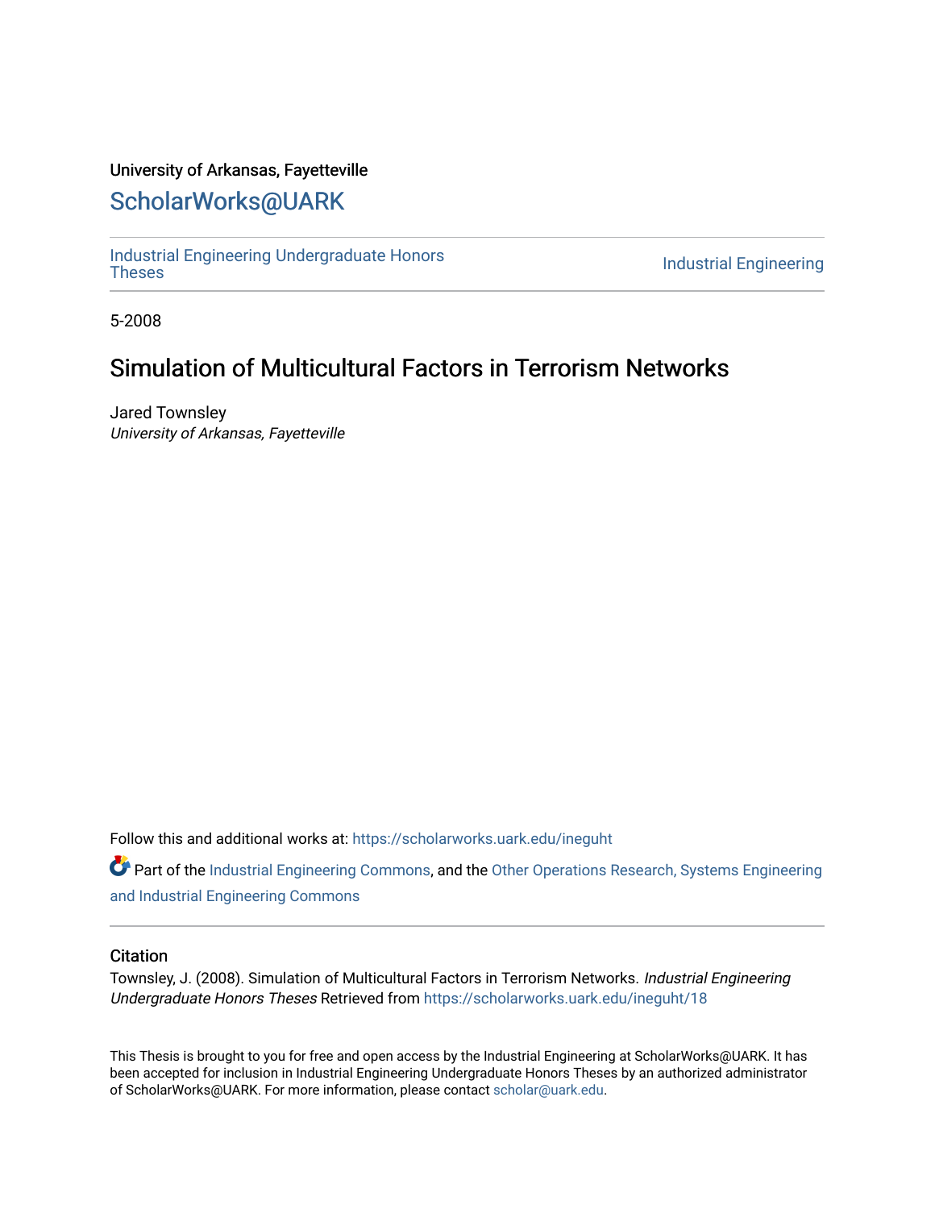University of Arkansas, Fayetteville

# ScholarWorks@UARK

Industrial Engineering Undergraduate Honors Theses

Industrial Engineering

5-2008

## Simulation of Multicultural Factors in Terrorism Networks

Jared Townsley

*University of Arkansas, Fayetteville*

Follow this and additional works at: https://scholarworks.uark.edu/ineguht

Part of the Industrial Engineering Commons, and the Other Operations Research, Systems Engineering and Industrial Engineering Commons

### Citation

Townsley, J. (2008). Simulation of Multicultural Factors in Terrorism Networks. *Industrial Engineering Undergraduate Honors Theses* Retrieved from https://scholarworks.uark.edu/ineguht/18

This Thesis is brought to you for free and open access by the Industrial Engineering at ScholarWorks@UARK. It has been accepted for inclusion in Industrial Engineering Undergraduate Honors Theses by an authorized administrator of ScholarWorks@UARK. For more information, please contact scholar@uark.edu.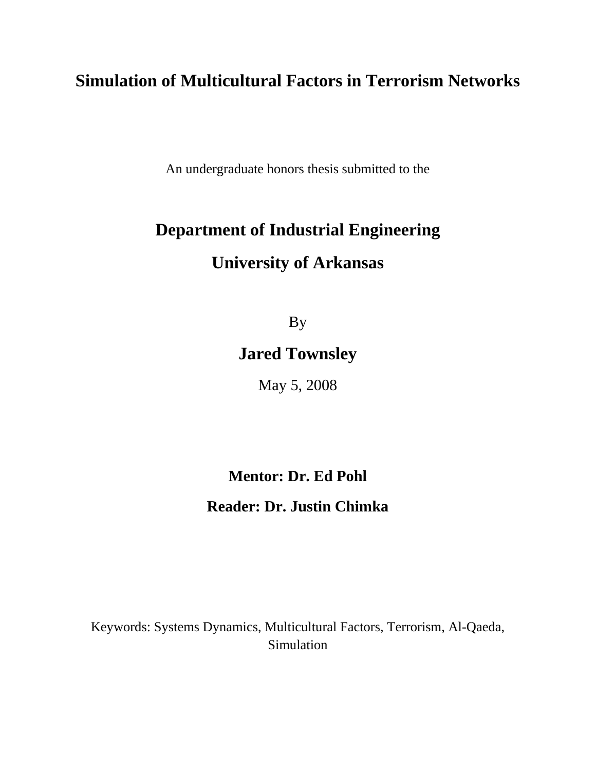# Simulation of Multicultural Factors in Terrorism Networks

An undergraduate honors thesis submitted to the

**Department of Industrial Engineering**

**University of Arkansas**

By

**Jared Townsley**

May 5, 2008

**Mentor: Dr. Ed Pohl**

**Reader: Dr. Justin Chimka**

Keywords: Systems Dynamics, Multicultural Factors, Terrorism, Al-Qaeda, Simulation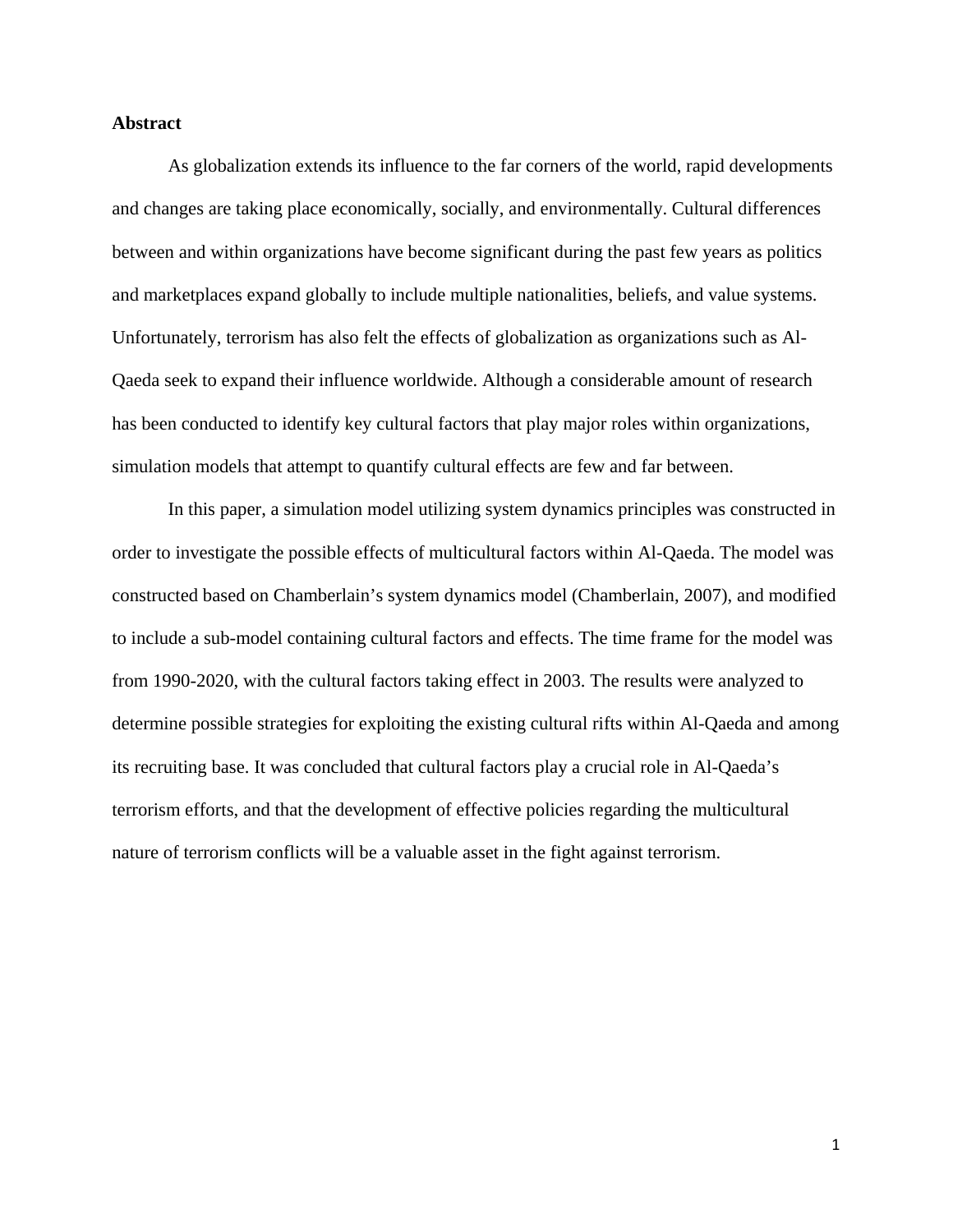**Abstract**

As globalization extends its influence to the far corners of the world, rapid developments and changes are taking place economically, socially, and environmentally. Cultural differences between and within organizations have become significant during the past few years as politics and marketplaces expand globally to include multiple nationalities, beliefs, and value systems. Unfortunately, terrorism has also felt the effects of globalization as organizations such as Al-Qaeda seek to expand their influence worldwide. Although a considerable amount of research has been conducted to identify key cultural factors that play major roles within organizations, simulation models that attempt to quantify cultural effects are few and far between.

In this paper, a simulation model utilizing system dynamics principles was constructed in order to investigate the possible effects of multicultural factors within Al-Qaeda. The model was constructed based on Chamberlain's system dynamics model (Chamberlain, 2007), and modified to include a sub-model containing cultural factors and effects. The time frame for the model was from 1990-2020, with the cultural factors taking effect in 2003. The results were analyzed to determine possible strategies for exploiting the existing cultural rifts within Al-Qaeda and among its recruiting base. It was concluded that cultural factors play a crucial role in Al-Qaeda's terrorism efforts, and that the development of effective policies regarding the multicultural nature of terrorism conflicts will be a valuable asset in the fight against terrorism.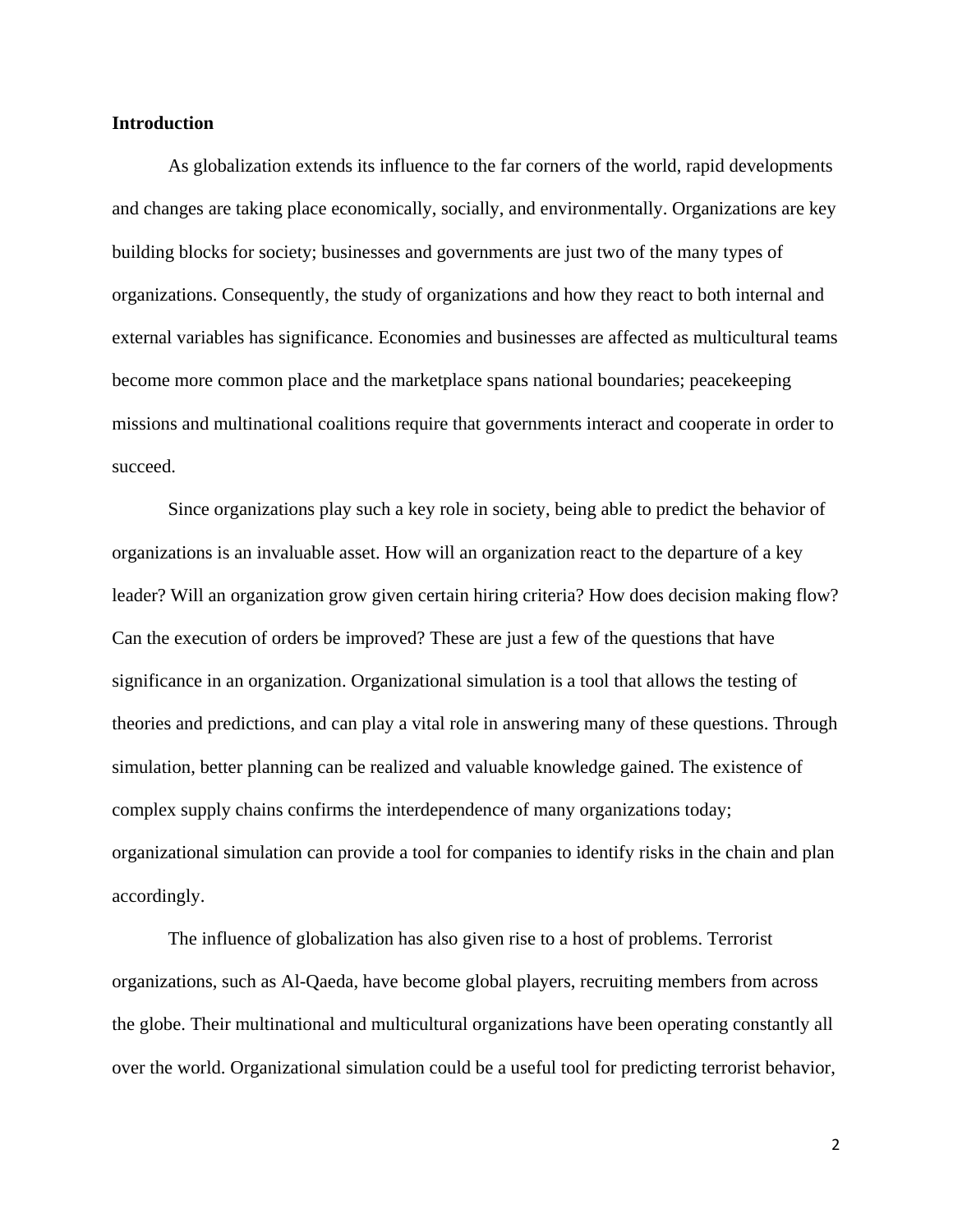## Introduction

As globalization extends its influence to the far corners of the world, rapid developments and changes are taking place economically, socially, and environmentally. Organizations are key building blocks for society; businesses and governments are just two of the many types of organizations. Consequently, the study of organizations and how they react to both internal and external variables has significance. Economies and businesses are affected as multicultural teams become more common place and the marketplace spans national boundaries; peacekeeping missions and multinational coalitions require that governments interact and cooperate in order to succeed.

Since organizations play such a key role in society, being able to predict the behavior of organizations is an invaluable asset. How will an organization react to the departure of a key leader? Will an organization grow given certain hiring criteria? How does decision making flow? Can the execution of orders be improved? These are just a few of the questions that have significance in an organization. Organizational simulation is a tool that allows the testing of theories and predictions, and can play a vital role in answering many of these questions. Through simulation, better planning can be realized and valuable knowledge gained. The existence of complex supply chains confirms the interdependence of many organizations today; organizational simulation can provide a tool for companies to identify risks in the chain and plan accordingly.

The influence of globalization has also given rise to a host of problems. Terrorist organizations, such as Al-Qaeda, have become global players, recruiting members from across the globe. Their multinational and multicultural organizations have been operating constantly all over the world. Organizational simulation could be a useful tool for predicting terrorist behavior,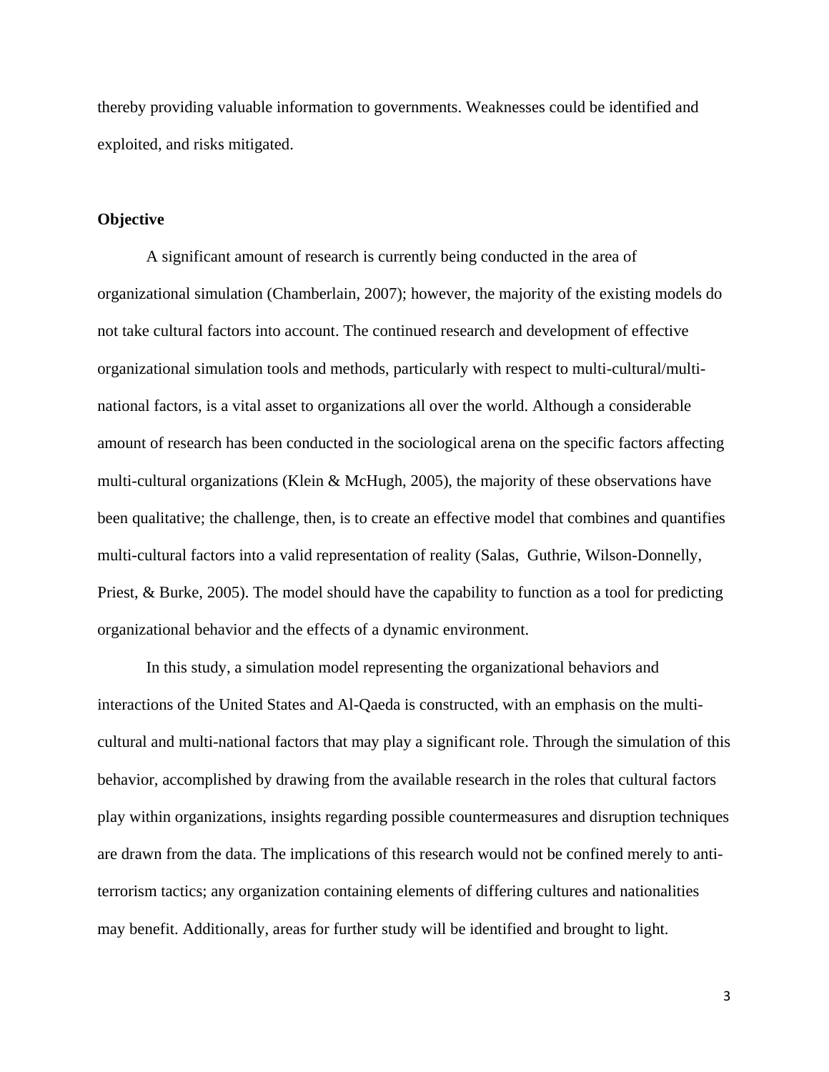thereby providing valuable information to governments. Weaknesses could be identified and exploited, and risks mitigated.

**Objective**

A significant amount of research is currently being conducted in the area of organizational simulation (Chamberlain, 2007); however, the majority of the existing models do not take cultural factors into account. The continued research and development of effective organizational simulation tools and methods, particularly with respect to multi-cultural/multi-national factors, is a vital asset to organizations all over the world. Although a considerable amount of research has been conducted in the sociological arena on the specific factors affecting multi-cultural organizations (Klein & McHugh, 2005), the majority of these observations have been qualitative; the challenge, then, is to create an effective model that combines and quantifies multi-cultural factors into a valid representation of reality (Salas, Guthrie, Wilson-Donnelly, Priest, & Burke, 2005). The model should have the capability to function as a tool for predicting organizational behavior and the effects of a dynamic environment.

In this study, a simulation model representing the organizational behaviors and interactions of the United States and Al-Qaeda is constructed, with an emphasis on the multi-cultural and multi-national factors that may play a significant role. Through the simulation of this behavior, accomplished by drawing from the available research in the roles that cultural factors play within organizations, insights regarding possible countermeasures and disruption techniques are drawn from the data. The implications of this research would not be confined merely to anti-terrorism tactics; any organization containing elements of differing cultures and nationalities may benefit. Additionally, areas for further study will be identified and brought to light.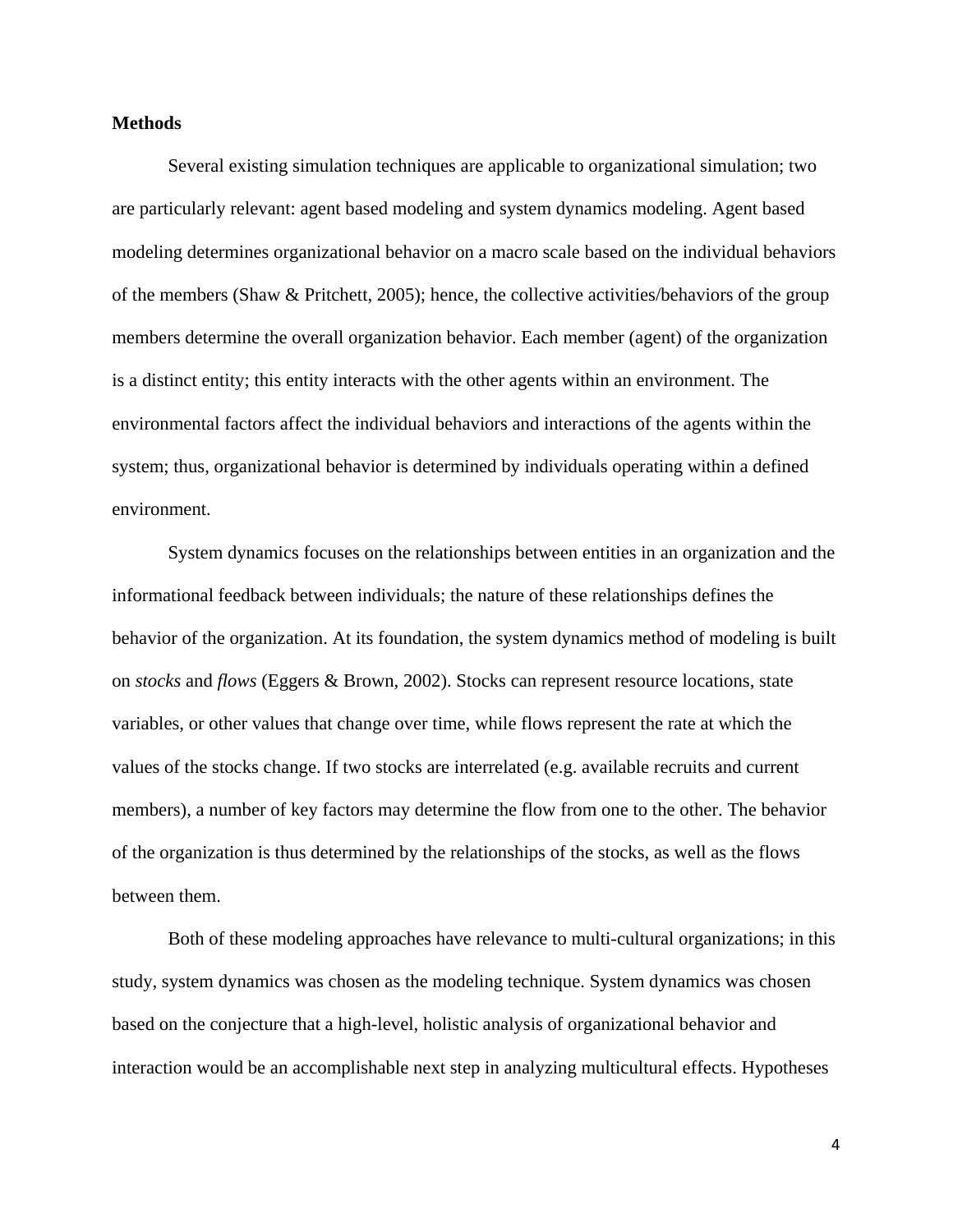**Methods**

Several existing simulation techniques are applicable to organizational simulation; two are particularly relevant: agent based modeling and system dynamics modeling. Agent based modeling determines organizational behavior on a macro scale based on the individual behaviors of the members (Shaw & Pritchett, 2005); hence, the collective activities/behaviors of the group members determine the overall organization behavior. Each member (agent) of the organization is a distinct entity; this entity interacts with the other agents within an environment. The environmental factors affect the individual behaviors and interactions of the agents within the system; thus, organizational behavior is determined by individuals operating within a defined environment.

System dynamics focuses on the relationships between entities in an organization and the informational feedback between individuals; the nature of these relationships defines the behavior of the organization. At its foundation, the system dynamics method of modeling is built on *stocks* and *flows* (Eggers & Brown, 2002). Stocks can represent resource locations, state variables, or other values that change over time, while flows represent the rate at which the values of the stocks change. If two stocks are interrelated (e.g. available recruits and current members), a number of key factors may determine the flow from one to the other. The behavior of the organization is thus determined by the relationships of the stocks, as well as the flows between them.

Both of these modeling approaches have relevance to multi-cultural organizations; in this study, system dynamics was chosen as the modeling technique. System dynamics was chosen based on the conjecture that a high-level, holistic analysis of organizational behavior and interaction would be an accomplishable next step in analyzing multicultural effects. Hypotheses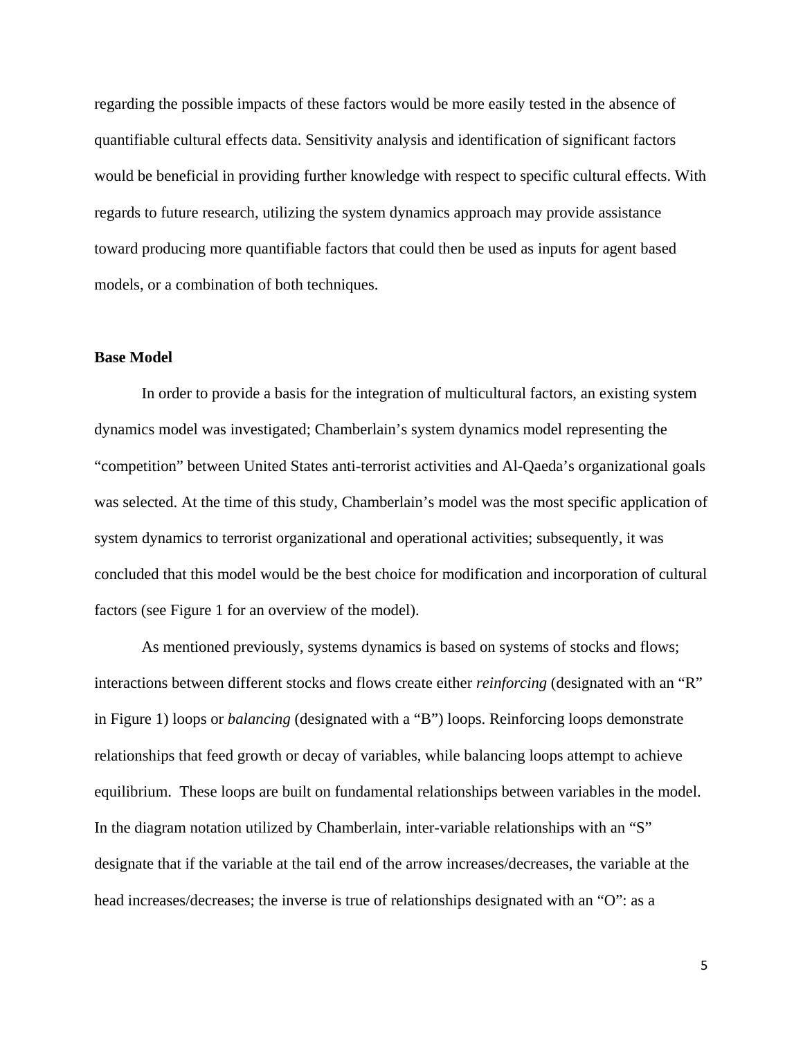regarding the possible impacts of these factors would be more easily tested in the absence of quantifiable cultural effects data. Sensitivity analysis and identification of significant factors would be beneficial in providing further knowledge with respect to specific cultural effects. With regards to future research, utilizing the system dynamics approach may provide assistance toward producing more quantifiable factors that could then be used as inputs for agent based models, or a combination of both techniques.

**Base Model**

In order to provide a basis for the integration of multicultural factors, an existing system dynamics model was investigated; Chamberlain's system dynamics model representing the "competition" between United States anti-terrorist activities and Al-Qaeda's organizational goals was selected. At the time of this study, Chamberlain's model was the most specific application of system dynamics to terrorist organizational and operational activities; subsequently, it was concluded that this model would be the best choice for modification and incorporation of cultural factors (see Figure 1 for an overview of the model).

As mentioned previously, systems dynamics is based on systems of stocks and flows; interactions between different stocks and flows create either *reinforcing* (designated with an "R" in Figure 1) loops or *balancing* (designated with a "B") loops. Reinforcing loops demonstrate relationships that feed growth or decay of variables, while balancing loops attempt to achieve equilibrium. These loops are built on fundamental relationships between variables in the model. In the diagram notation utilized by Chamberlain, inter-variable relationships with an "S" designate that if the variable at the tail end of the arrow increases/decreases, the variable at the head increases/decreases; the inverse is true of relationships designated with an "O": as a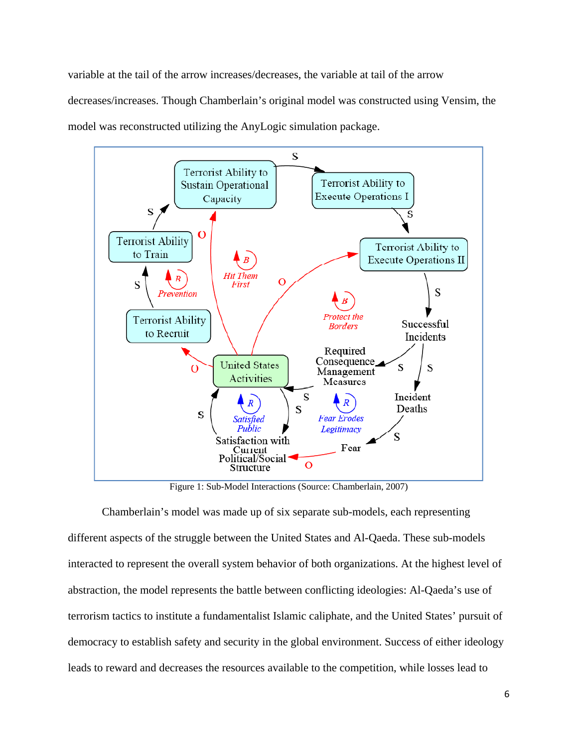variable at the tail of the arrow increases/decreases, the variable at tail of the arrow decreases/increases. Though Chamberlain's original model was constructed using Vensim, the model was reconstructed utilizing the AnyLogic simulation package.

Figure 1: Sub-Model Interactions (Source: Chamberlain, 2007)

Chamberlain's model was made up of six separate sub-models, each representing different aspects of the struggle between the United States and Al-Qaeda. These sub-models interacted to represent the overall system behavior of both organizations. At the highest level of abstraction, the model represents the battle between conflicting ideologies: Al-Qaeda's use of terrorism tactics to institute a fundamentalist Islamic caliphate, and the United States' pursuit of democracy to establish safety and security in the global environment. Success of either ideology leads to reward and decreases the resources available to the competition, while losses lead to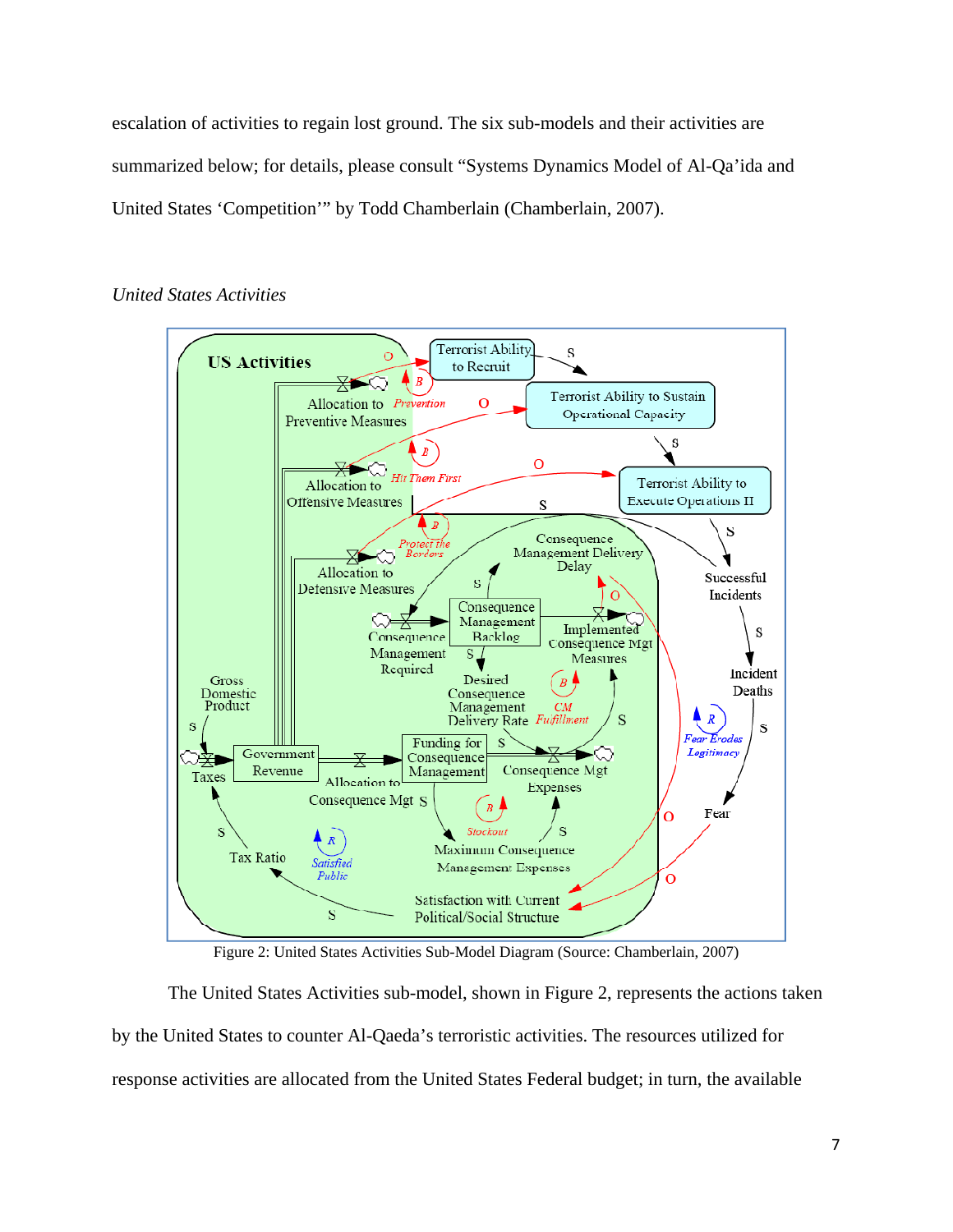escalation of activities to regain lost ground. The six sub-models and their activities are summarized below; for details, please consult “Systems Dynamics Model of Al-Qa’ida and United States ‘Competition’” by Todd Chamberlain (Chamberlain, 2007).

*United States Activities*

Figure 2: United States Activities Sub-Model Diagram (Source: Chamberlain, 2007)

The United States Activities sub-model, shown in Figure 2, represents the actions taken by the United States to counter Al-Qaeda’s terroristic activities. The resources utilized for response activities are allocated from the United States Federal budget; in turn, the available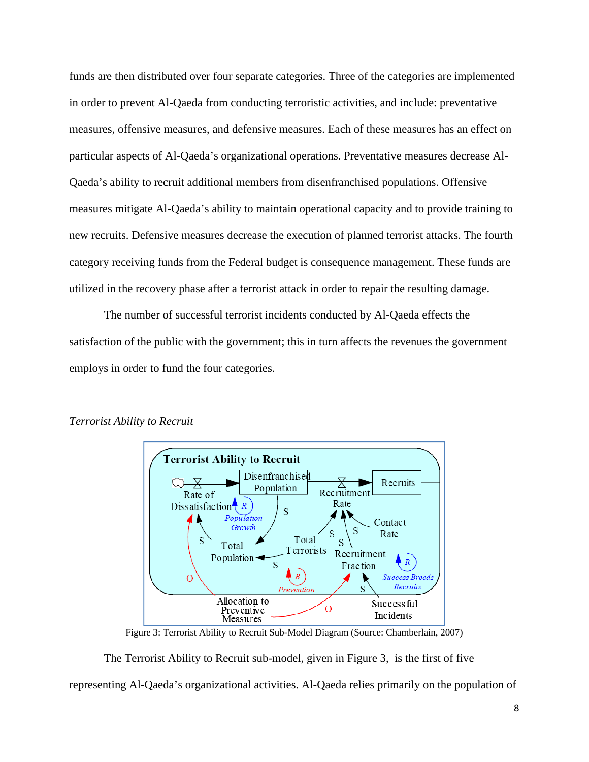funds are then distributed over four separate categories. Three of the categories are implemented in order to prevent Al-Qaeda from conducting terroristic activities, and include: preventative measures, offensive measures, and defensive measures. Each of these measures has an effect on particular aspects of Al-Qaeda's organizational operations. Preventative measures decrease Al-Qaeda's ability to recruit additional members from disenfranchised populations. Offensive measures mitigate Al-Qaeda's ability to maintain operational capacity and to provide training to new recruits. Defensive measures decrease the execution of planned terrorist attacks. The fourth category receiving funds from the Federal budget is consequence management. These funds are utilized in the recovery phase after a terrorist attack in order to repair the resulting damage.

The number of successful terrorist incidents conducted by Al-Qaeda effects the satisfaction of the public with the government; this in turn affects the revenues the government employs in order to fund the four categories.

*Terrorist Ability to Recruit*

Figure 3: Terrorist Ability to Recruit Sub-Model Diagram (Source: Chamberlain, 2007)

The Terrorist Ability to Recruit sub-model, given in Figure 3, is the first of five representing Al-Qaeda's organizational activities. Al-Qaeda relies primarily on the population of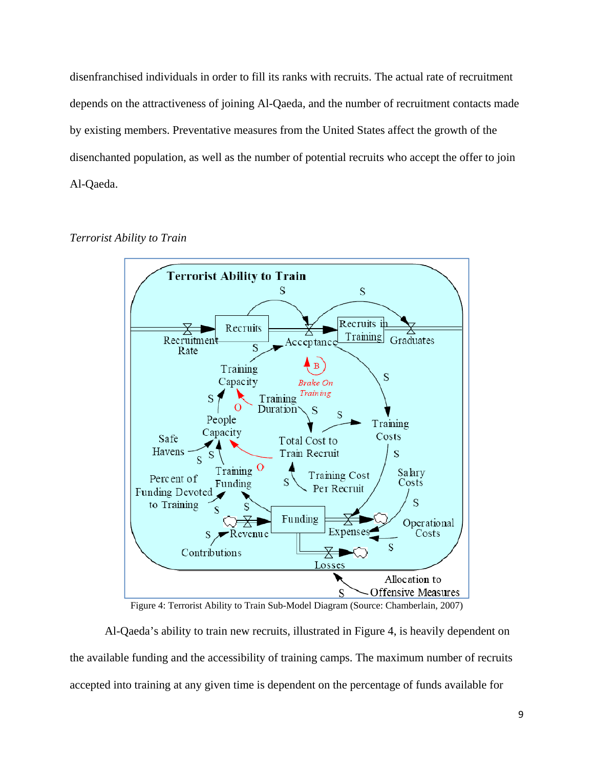disenfranchised individuals in order to fill its ranks with recruits. The actual rate of recruitment depends on the attractiveness of joining Al-Qaeda, and the number of recruitment contacts made by existing members. Preventative measures from the United States affect the growth of the disenchanted population, as well as the number of potential recruits who accept the offer to join Al-Qaeda.

*Terrorist Ability to Train*

Figure 4: Terrorist Ability to Train Sub-Model Diagram (Source: Chamberlain, 2007)

Al-Qaeda's ability to train new recruits, illustrated in Figure 4, is heavily dependent on the available funding and the accessibility of training camps. The maximum number of recruits accepted into training at any given time is dependent on the percentage of funds available for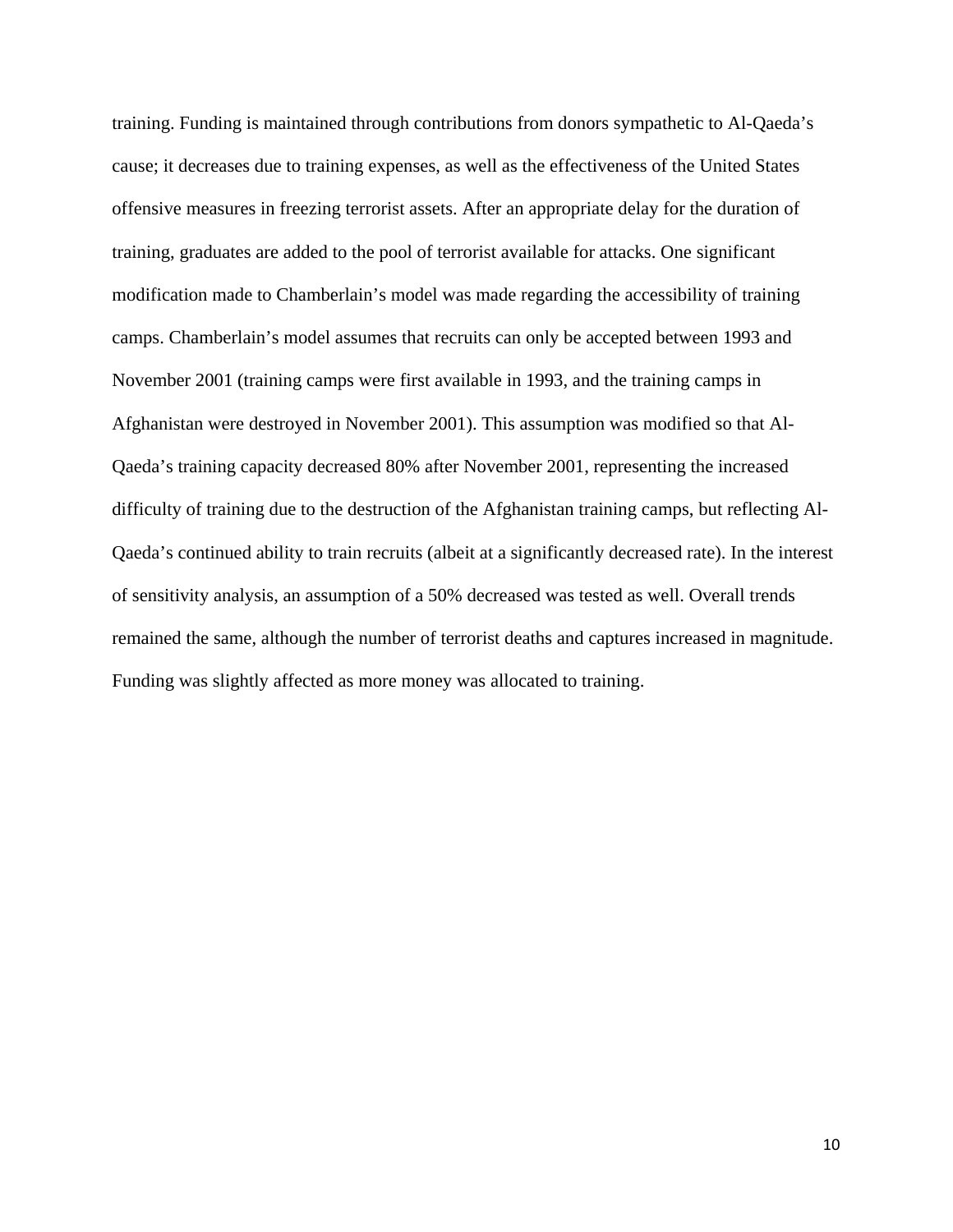training. Funding is maintained through contributions from donors sympathetic to Al-Qaeda's cause; it decreases due to training expenses, as well as the effectiveness of the United States offensive measures in freezing terrorist assets. After an appropriate delay for the duration of training, graduates are added to the pool of terrorist available for attacks. One significant modification made to Chamberlain's model was made regarding the accessibility of training camps. Chamberlain's model assumes that recruits can only be accepted between 1993 and November 2001 (training camps were first available in 1993, and the training camps in Afghanistan were destroyed in November 2001). This assumption was modified so that Al-Qaeda's training capacity decreased 80% after November 2001, representing the increased difficulty of training due to the destruction of the Afghanistan training camps, but reflecting Al-Qaeda's continued ability to train recruits (albeit at a significantly decreased rate). In the interest of sensitivity analysis, an assumption of a 50% decreased was tested as well. Overall trends remained the same, although the number of terrorist deaths and captures increased in magnitude. Funding was slightly affected as more money was allocated to training.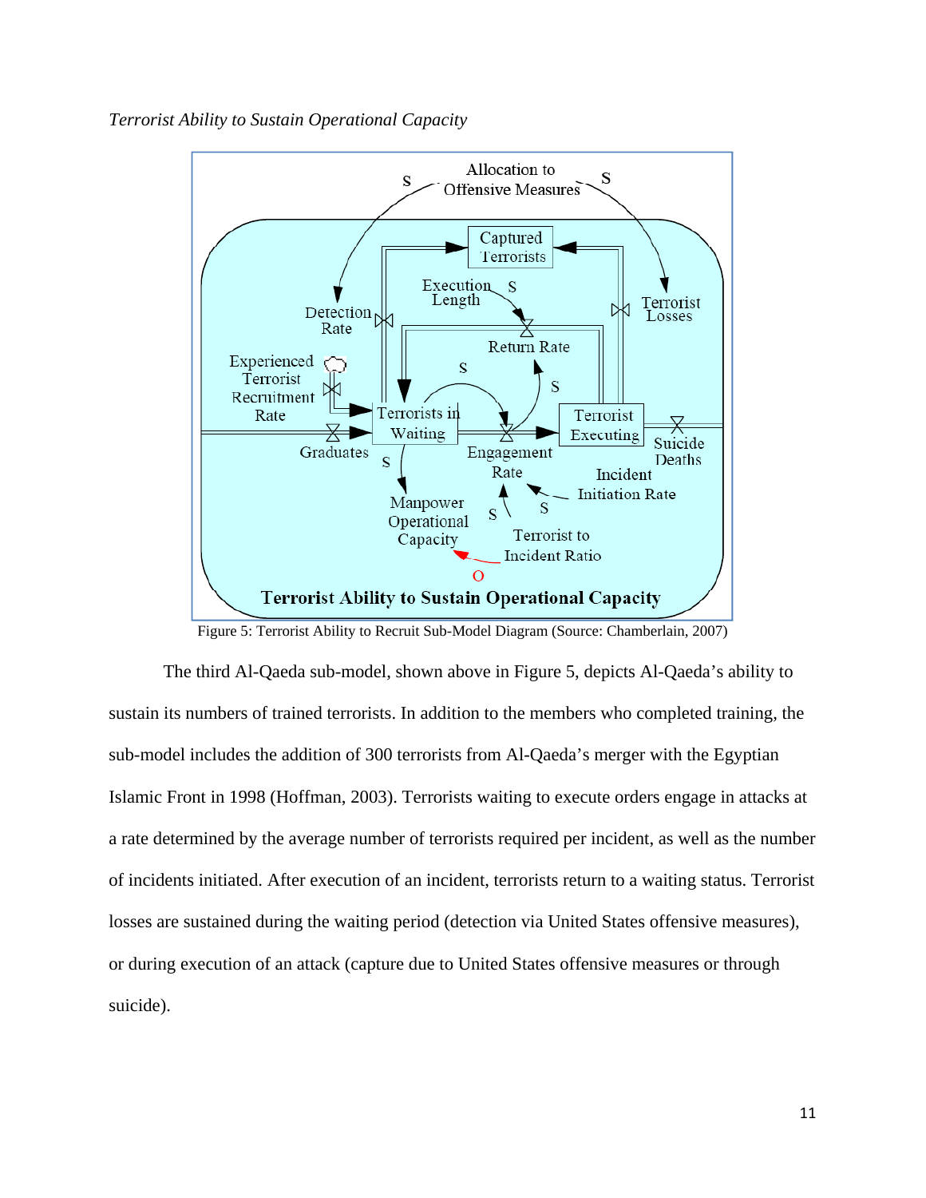*Terrorist Ability to Sustain Operational Capacity*

Figure 5: Terrorist Ability to Recruit Sub-Model Diagram (Source: Chamberlain, 2007)

The third Al-Qaeda sub-model, shown above in Figure 5, depicts Al-Qaeda's ability to sustain its numbers of trained terrorists. In addition to the members who completed training, the sub-model includes the addition of 300 terrorists from Al-Qaeda's merger with the Egyptian Islamic Front in 1998 (Hoffman, 2003). Terrorists waiting to execute orders engage in attacks at a rate determined by the average number of terrorists required per incident, as well as the number of incidents initiated. After execution of an incident, terrorists return to a waiting status. Terrorist losses are sustained during the waiting period (detection via United States offensive measures), or during execution of an attack (capture due to United States offensive measures or through suicide).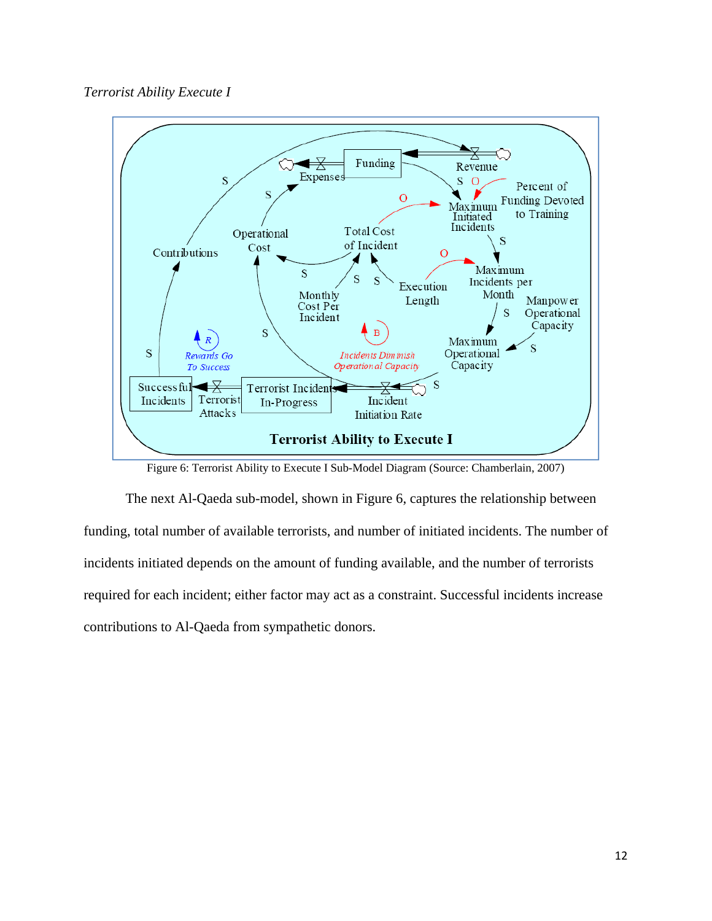*Terrorist Ability Execute I*

Figure 6: Terrorist Ability to Execute I Sub-Model Diagram (Source: Chamberlain, 2007)

The next Al-Qaeda sub-model, shown in Figure 6, captures the relationship between funding, total number of available terrorists, and number of initiated incidents. The number of incidents initiated depends on the amount of funding available, and the number of terrorists required for each incident; either factor may act as a constraint. Successful incidents increase contributions to Al-Qaeda from sympathetic donors.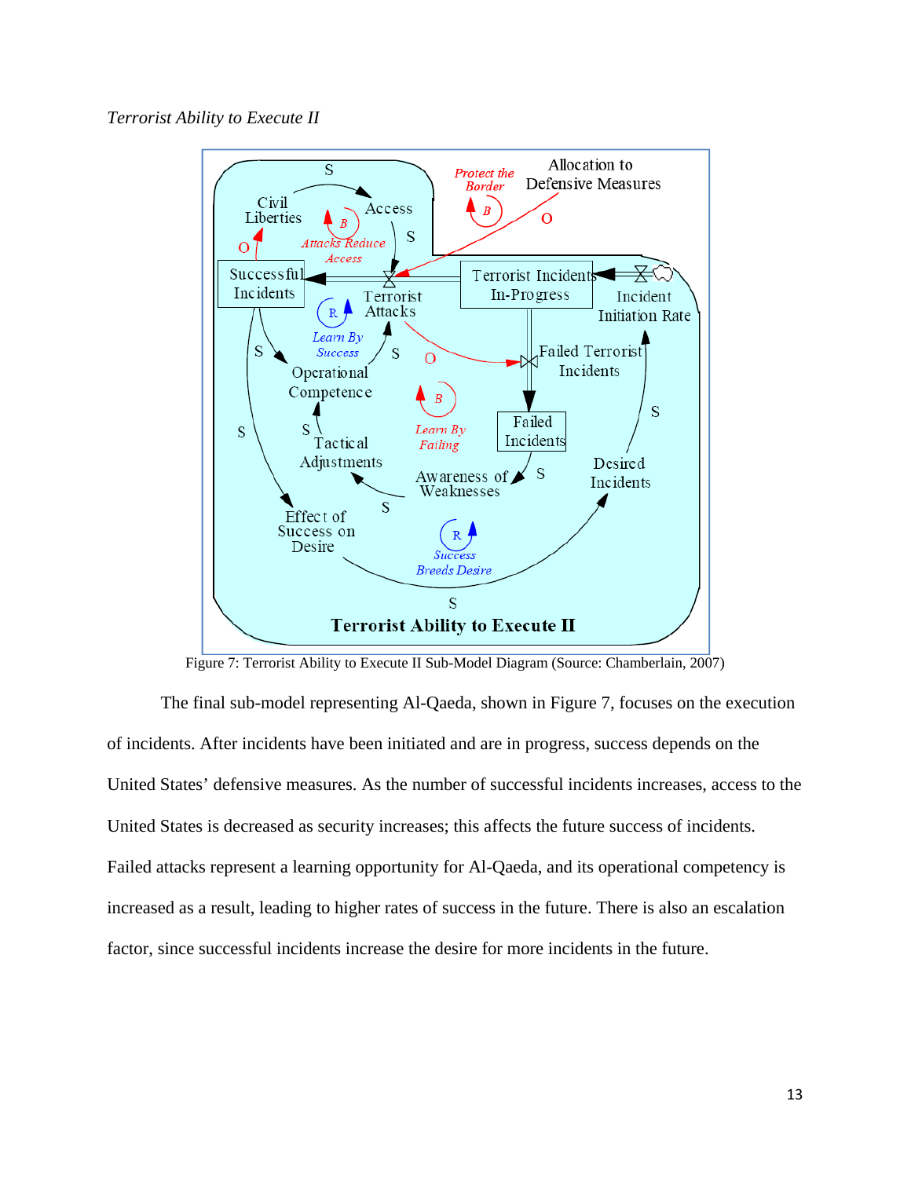*Terrorist Ability to Execute II*

Figure 7: Terrorist Ability to Execute II Sub-Model Diagram (Source: Chamberlain, 2007)

The final sub-model representing Al-Qaeda, shown in Figure 7, focuses on the execution of incidents. After incidents have been initiated and are in progress, success depends on the United States' defensive measures. As the number of successful incidents increases, access to the United States is decreased as security increases; this affects the future success of incidents. Failed attacks represent a learning opportunity for Al-Qaeda, and its operational competency is increased as a result, leading to higher rates of success in the future. There is also an escalation factor, since successful incidents increase the desire for more incidents in the future.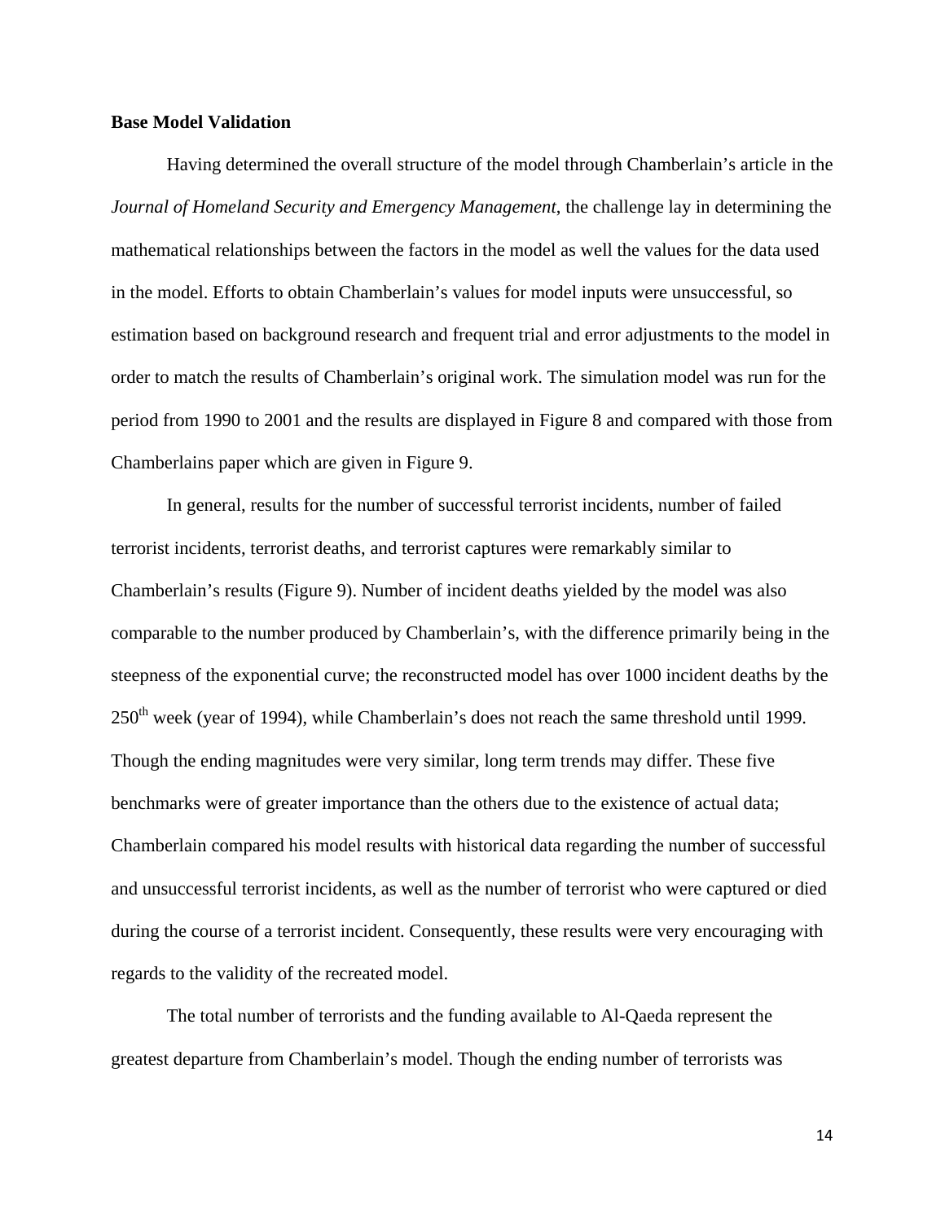**Base Model Validation**

Having determined the overall structure of the model through Chamberlain's article in the *Journal of Homeland Security and Emergency Management*, the challenge lay in determining the mathematical relationships between the factors in the model as well the values for the data used in the model. Efforts to obtain Chamberlain's values for model inputs were unsuccessful, so estimation based on background research and frequent trial and error adjustments to the model in order to match the results of Chamberlain's original work. The simulation model was run for the period from 1990 to 2001 and the results are displayed in Figure 8 and compared with those from Chamberlains paper which are given in Figure 9.

In general, results for the number of successful terrorist incidents, number of failed terrorist incidents, terrorist deaths, and terrorist captures were remarkably similar to Chamberlain's results (Figure 9). Number of incident deaths yielded by the model was also comparable to the number produced by Chamberlain's, with the difference primarily being in the steepness of the exponential curve; the reconstructed model has over 1000 incident deaths by the 250th week (year of 1994), while Chamberlain's does not reach the same threshold until 1999. Though the ending magnitudes were very similar, long term trends may differ. These five benchmarks were of greater importance than the others due to the existence of actual data; Chamberlain compared his model results with historical data regarding the number of successful and unsuccessful terrorist incidents, as well as the number of terrorist who were captured or died during the course of a terrorist incident. Consequently, these results were very encouraging with regards to the validity of the recreated model.

The total number of terrorists and the funding available to Al-Qaeda represent the greatest departure from Chamberlain's model. Though the ending number of terrorists was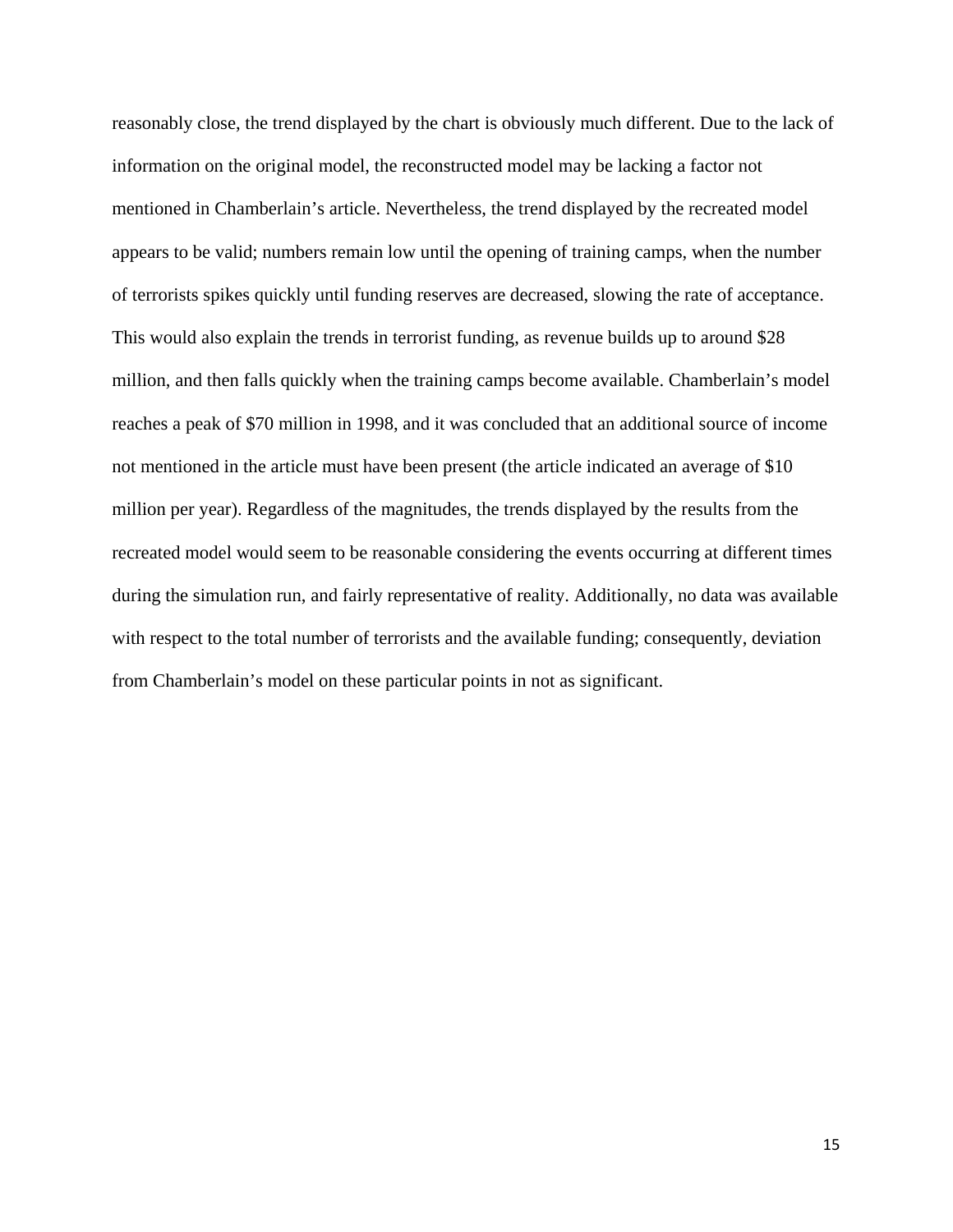reasonably close, the trend displayed by the chart is obviously much different. Due to the lack of information on the original model, the reconstructed model may be lacking a factor not mentioned in Chamberlain's article. Nevertheless, the trend displayed by the recreated model appears to be valid; numbers remain low until the opening of training camps, when the number of terrorists spikes quickly until funding reserves are decreased, slowing the rate of acceptance. This would also explain the trends in terrorist funding, as revenue builds up to around $28 million, and then falls quickly when the training camps become available. Chamberlain's model reaches a peak of $70 million in 1998, and it was concluded that an additional source of income not mentioned in the article must have been present (the article indicated an average of $10 million per year). Regardless of the magnitudes, the trends displayed by the results from the recreated model would seem to be reasonable considering the events occurring at different times during the simulation run, and fairly representative of reality. Additionally, no data was available with respect to the total number of terrorists and the available funding; consequently, deviation from Chamberlain's model on these particular points in not as significant.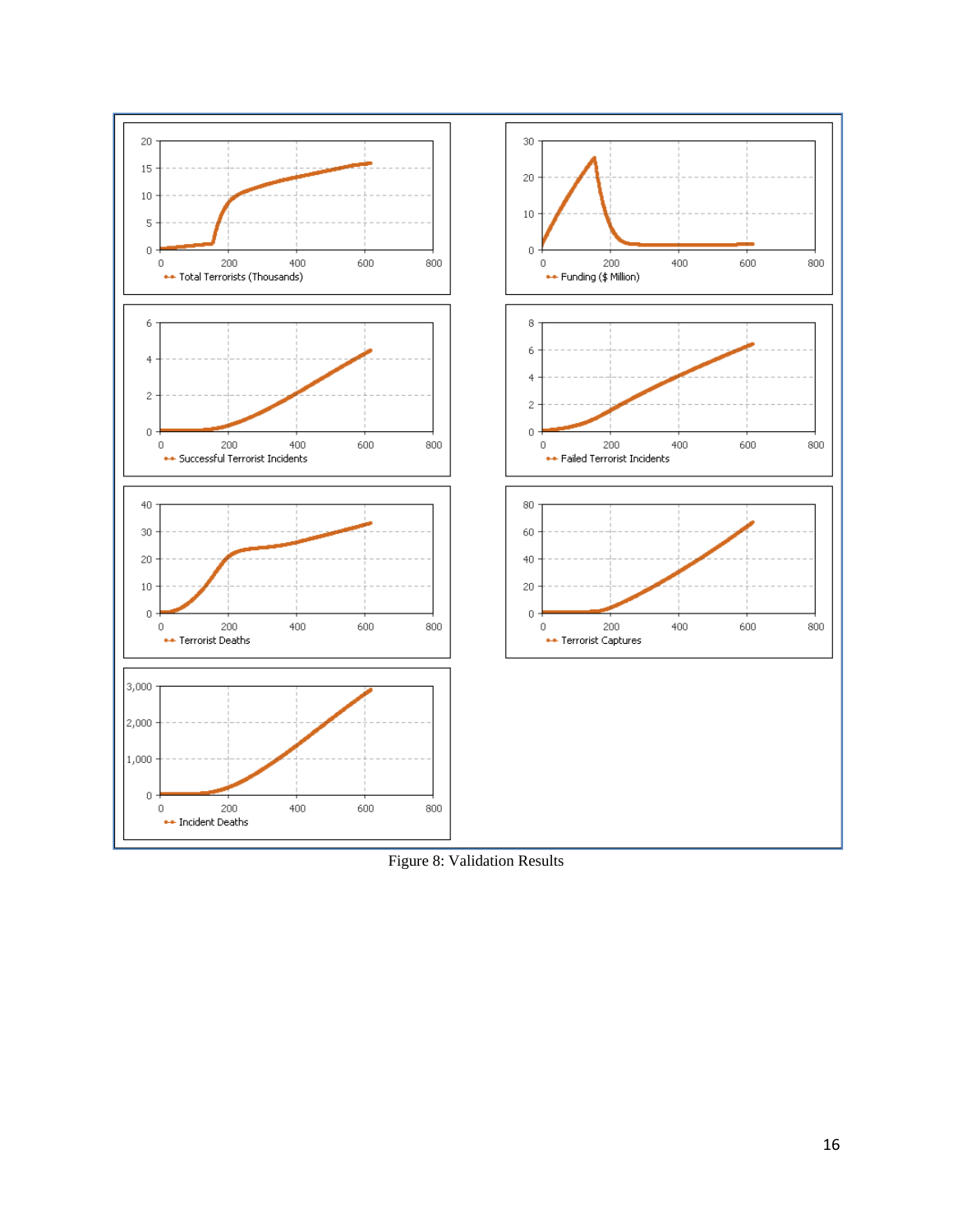Figure 8: Validation Results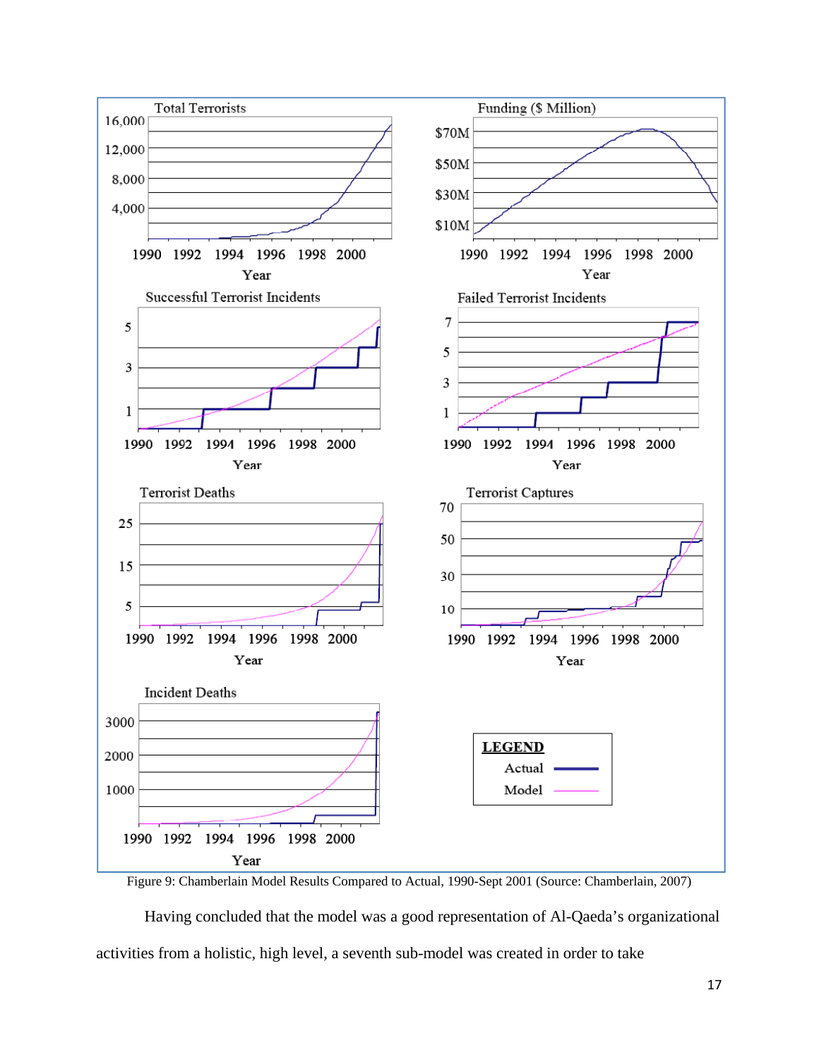Figure 9: Chamberlain Model Results Compared to Actual, 1990-Sept 2001 (Source: Chamberlain, 2007)

Having concluded that the model was a good representation of Al-Qaeda's organizational activities from a holistic, high level, a seventh sub-model was created in order to take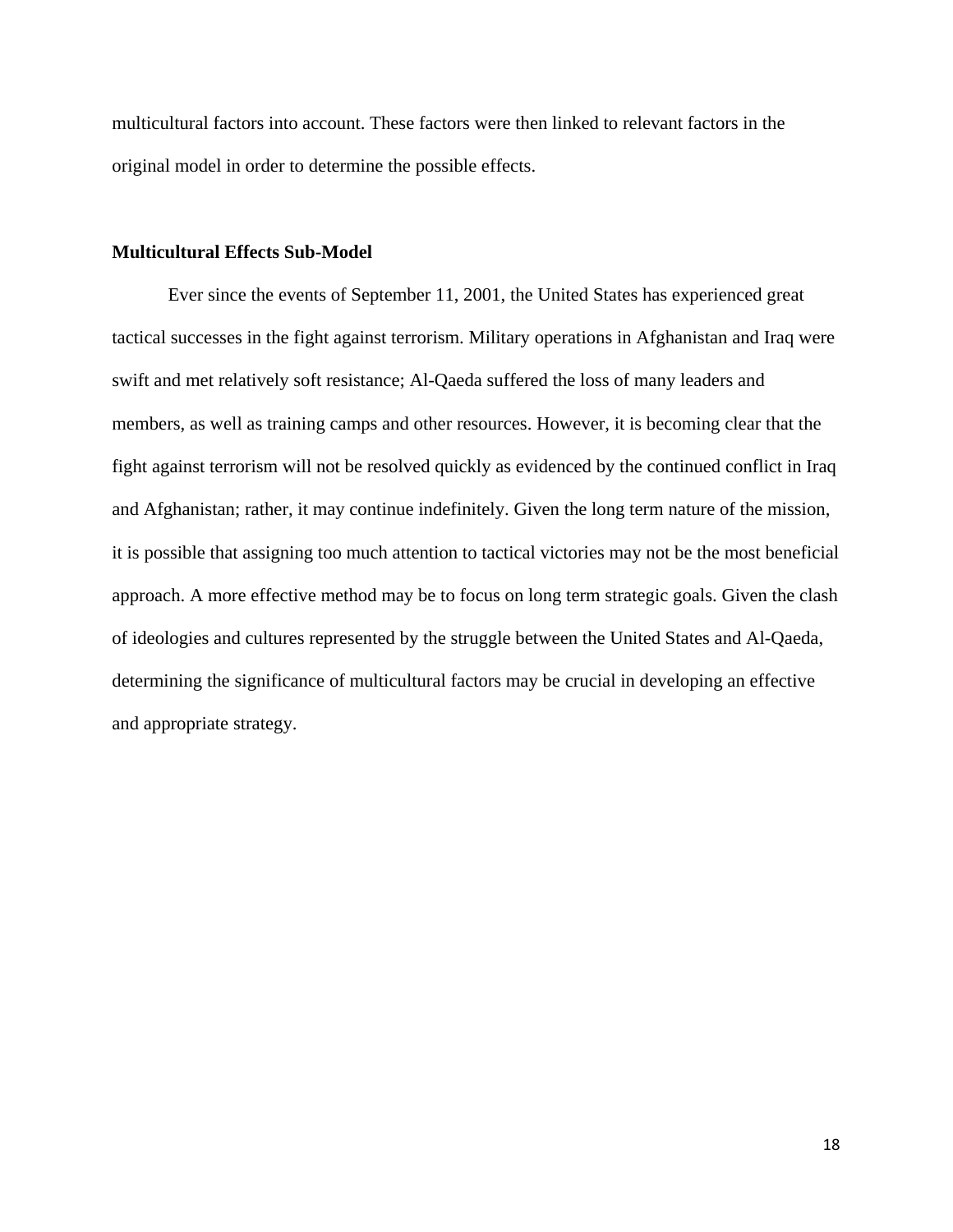multicultural factors into account. These factors were then linked to relevant factors in the original model in order to determine the possible effects.

### Multicultural Effects Sub-Model

Ever since the events of September 11, 2001, the United States has experienced great tactical successes in the fight against terrorism. Military operations in Afghanistan and Iraq were swift and met relatively soft resistance; Al-Qaeda suffered the loss of many leaders and members, as well as training camps and other resources. However, it is becoming clear that the fight against terrorism will not be resolved quickly as evidenced by the continued conflict in Iraq and Afghanistan; rather, it may continue indefinitely. Given the long term nature of the mission, it is possible that assigning too much attention to tactical victories may not be the most beneficial approach. A more effective method may be to focus on long term strategic goals. Given the clash of ideologies and cultures represented by the struggle between the United States and Al-Qaeda, determining the significance of multicultural factors may be crucial in developing an effective and appropriate strategy.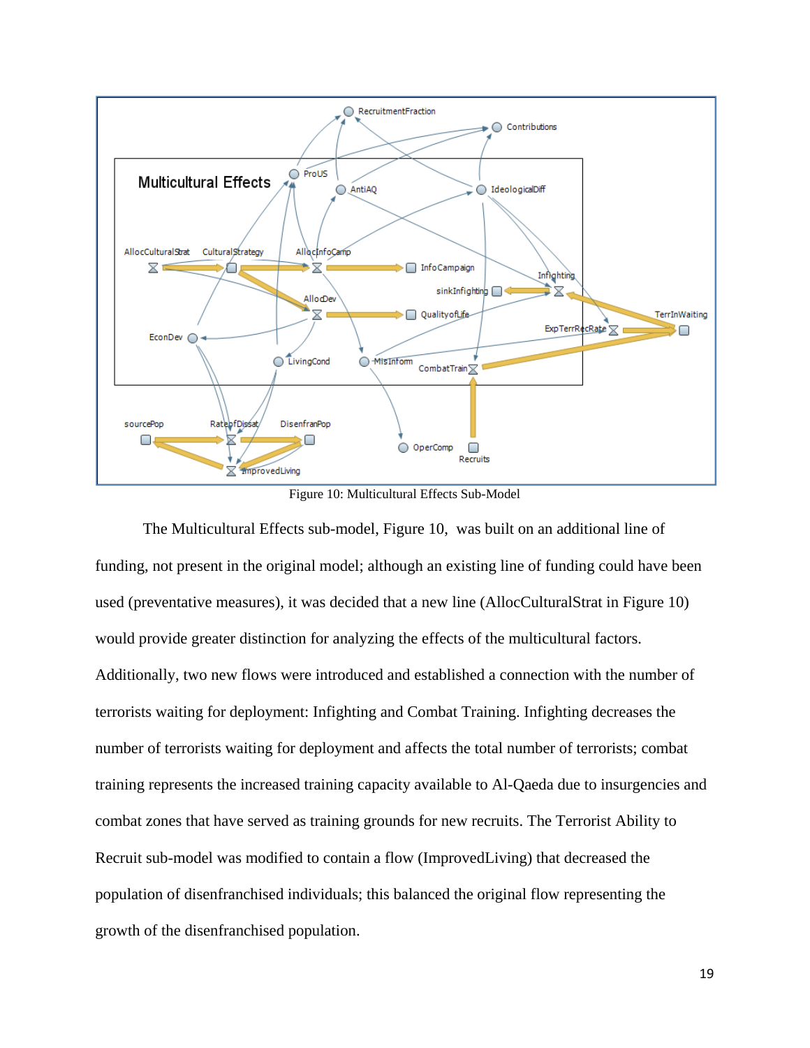Figure 10: Multicultural Effects Sub-Model

The Multicultural Effects sub-model, Figure 10, was built on an additional line of funding, not present in the original model; although an existing line of funding could have been used (preventative measures), it was decided that a new line (AllocCulturalStrat in Figure 10) would provide greater distinction for analyzing the effects of the multicultural factors. Additionally, two new flows were introduced and established a connection with the number of terrorists waiting for deployment: Infighting and Combat Training. Infighting decreases the number of terrorists waiting for deployment and affects the total number of terrorists; combat training represents the increased training capacity available to Al-Qaeda due to insurgencies and combat zones that have served as training grounds for new recruits. The Terrorist Ability to Recruit sub-model was modified to contain a flow (ImprovedLiving) that decreased the population of disenfranchised individuals; this balanced the original flow representing the growth of the disenfranchised population.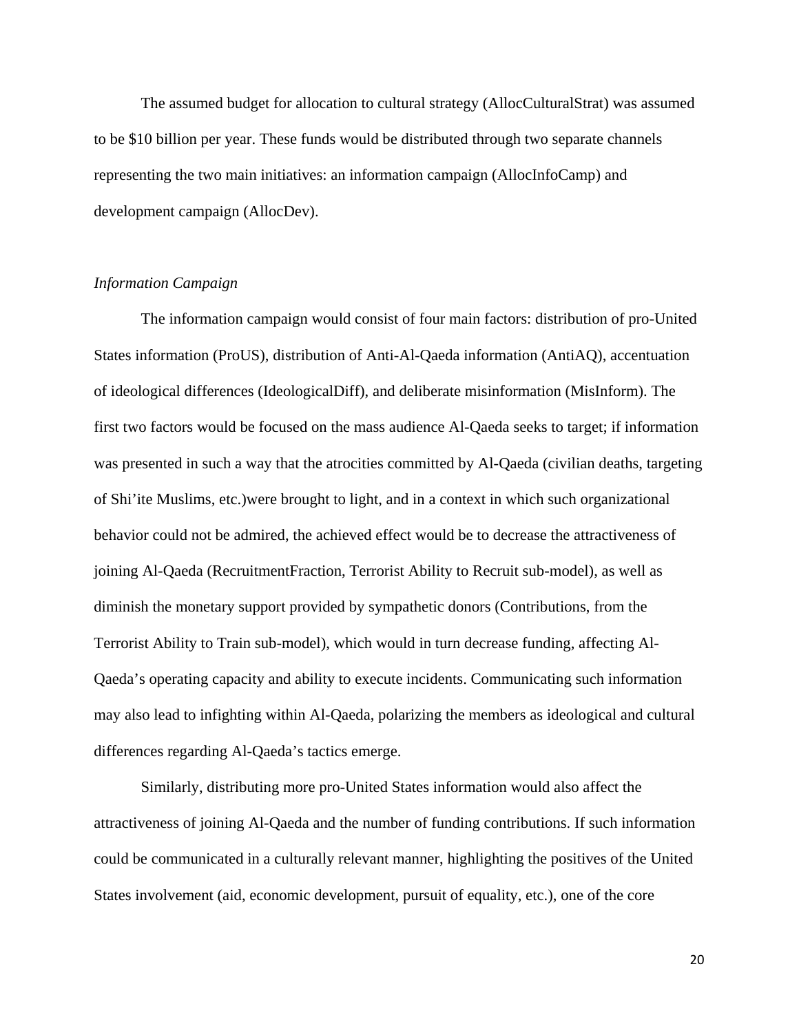The assumed budget for allocation to cultural strategy (AllocCulturalStrat) was assumed to be $10 billion per year. These funds would be distributed through two separate channels representing the two main initiatives: an information campaign (AllocInfoCamp) and development campaign (AllocDev).

*Information Campaign*

The information campaign would consist of four main factors: distribution of pro-United States information (ProUS), distribution of Anti-Al-Qaeda information (AntiAQ), accentuation of ideological differences (IdeologicalDiff), and deliberate misinformation (MisInform). The first two factors would be focused on the mass audience Al-Qaeda seeks to target; if information was presented in such a way that the atrocities committed by Al-Qaeda (civilian deaths, targeting of Shi'ite Muslims, etc.)were brought to light, and in a context in which such organizational behavior could not be admired, the achieved effect would be to decrease the attractiveness of joining Al-Qaeda (RecruitmentFraction, Terrorist Ability to Recruit sub-model), as well as diminish the monetary support provided by sympathetic donors (Contributions, from the Terrorist Ability to Train sub-model), which would in turn decrease funding, affecting Al-Qaeda's operating capacity and ability to execute incidents. Communicating such information may also lead to infighting within Al-Qaeda, polarizing the members as ideological and cultural differences regarding Al-Qaeda's tactics emerge.

Similarly, distributing more pro-United States information would also affect the attractiveness of joining Al-Qaeda and the number of funding contributions. If such information could be communicated in a culturally relevant manner, highlighting the positives of the United States involvement (aid, economic development, pursuit of equality, etc.), one of the core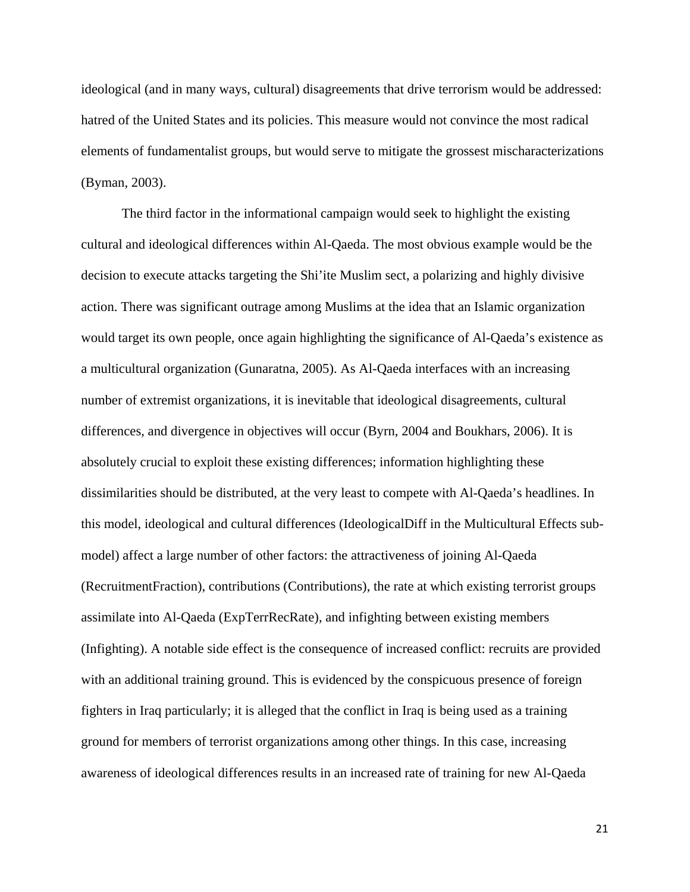ideological (and in many ways, cultural) disagreements that drive terrorism would be addressed: hatred of the United States and its policies. This measure would not convince the most radical elements of fundamentalist groups, but would serve to mitigate the grossest mischaracterizations (Byman, 2003).

The third factor in the informational campaign would seek to highlight the existing cultural and ideological differences within Al-Qaeda. The most obvious example would be the decision to execute attacks targeting the Shi'ite Muslim sect, a polarizing and highly divisive action. There was significant outrage among Muslims at the idea that an Islamic organization would target its own people, once again highlighting the significance of Al-Qaeda's existence as a multicultural organization (Gunaratna, 2005). As Al-Qaeda interfaces with an increasing number of extremist organizations, it is inevitable that ideological disagreements, cultural differences, and divergence in objectives will occur (Byrn, 2004 and Boukhars, 2006). It is absolutely crucial to exploit these existing differences; information highlighting these dissimilarities should be distributed, at the very least to compete with Al-Qaeda's headlines. In this model, ideological and cultural differences (IdeologicalDiff in the Multicultural Effects sub-model) affect a large number of other factors: the attractiveness of joining Al-Qaeda (RecruitmentFraction), contributions (Contributions), the rate at which existing terrorist groups assimilate into Al-Qaeda (ExpTerrRecRate), and infighting between existing members (Infighting). A notable side effect is the consequence of increased conflict: recruits are provided with an additional training ground. This is evidenced by the conspicuous presence of foreign fighters in Iraq particularly; it is alleged that the conflict in Iraq is being used as a training ground for members of terrorist organizations among other things. In this case, increasing awareness of ideological differences results in an increased rate of training for new Al-Qaeda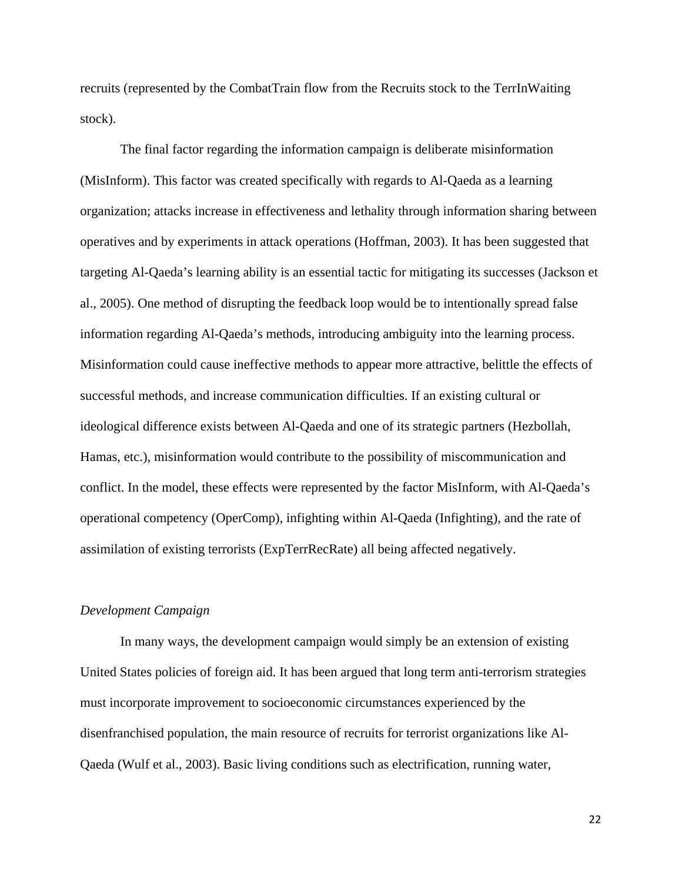recruits (represented by the CombatTrain flow from the Recruits stock to the TerrInWaiting stock).

The final factor regarding the information campaign is deliberate misinformation (MisInform). This factor was created specifically with regards to Al-Qaeda as a learning organization; attacks increase in effectiveness and lethality through information sharing between operatives and by experiments in attack operations (Hoffman, 2003). It has been suggested that targeting Al-Qaeda's learning ability is an essential tactic for mitigating its successes (Jackson et al., 2005). One method of disrupting the feedback loop would be to intentionally spread false information regarding Al-Qaeda's methods, introducing ambiguity into the learning process. Misinformation could cause ineffective methods to appear more attractive, belittle the effects of successful methods, and increase communication difficulties. If an existing cultural or ideological difference exists between Al-Qaeda and one of its strategic partners (Hezbollah, Hamas, etc.), misinformation would contribute to the possibility of miscommunication and conflict. In the model, these effects were represented by the factor MisInform, with Al-Qaeda's operational competency (OperComp), infighting within Al-Qaeda (Infighting), and the rate of assimilation of existing terrorists (ExpTerrRecRate) all being affected negatively.

*Development Campaign*

In many ways, the development campaign would simply be an extension of existing United States policies of foreign aid. It has been argued that long term anti-terrorism strategies must incorporate improvement to socioeconomic circumstances experienced by the disenfranchised population, the main resource of recruits for terrorist organizations like Al-Qaeda (Wulf et al., 2003). Basic living conditions such as electrification, running water,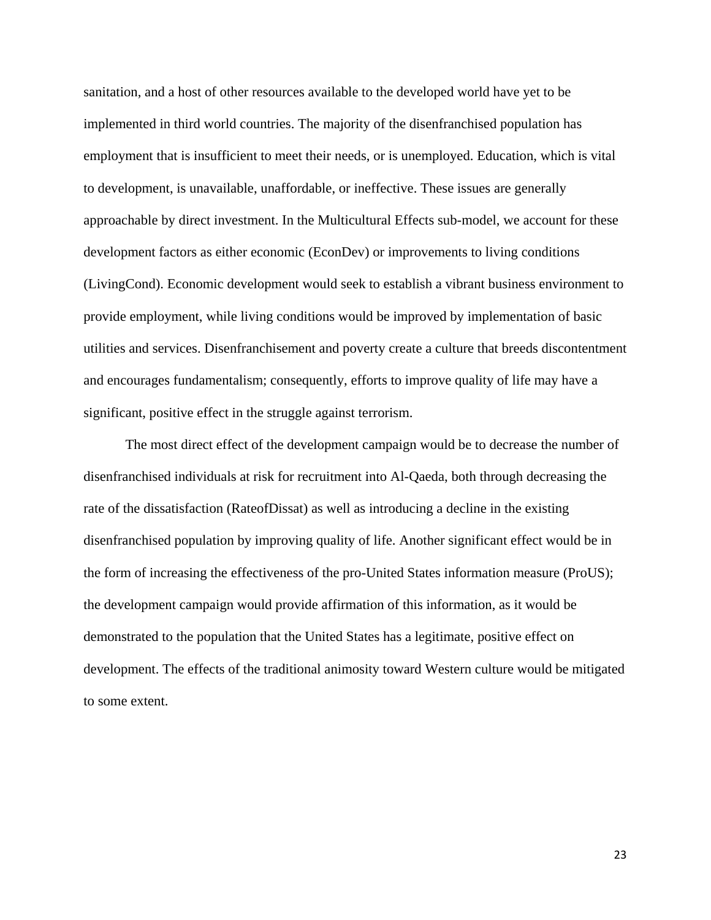sanitation, and a host of other resources available to the developed world have yet to be implemented in third world countries. The majority of the disenfranchised population has employment that is insufficient to meet their needs, or is unemployed. Education, which is vital to development, is unavailable, unaffordable, or ineffective. These issues are generally approachable by direct investment. In the Multicultural Effects sub-model, we account for these development factors as either economic (EconDev) or improvements to living conditions (LivingCond). Economic development would seek to establish a vibrant business environment to provide employment, while living conditions would be improved by implementation of basic utilities and services. Disenfranchisement and poverty create a culture that breeds discontentment and encourages fundamentalism; consequently, efforts to improve quality of life may have a significant, positive effect in the struggle against terrorism.

The most direct effect of the development campaign would be to decrease the number of disenfranchised individuals at risk for recruitment into Al-Qaeda, both through decreasing the rate of the dissatisfaction (RateofDissat) as well as introducing a decline in the existing disenfranchised population by improving quality of life. Another significant effect would be in the form of increasing the effectiveness of the pro-United States information measure (ProUS); the development campaign would provide affirmation of this information, as it would be demonstrated to the population that the United States has a legitimate, positive effect on development. The effects of the traditional animosity toward Western culture would be mitigated to some extent.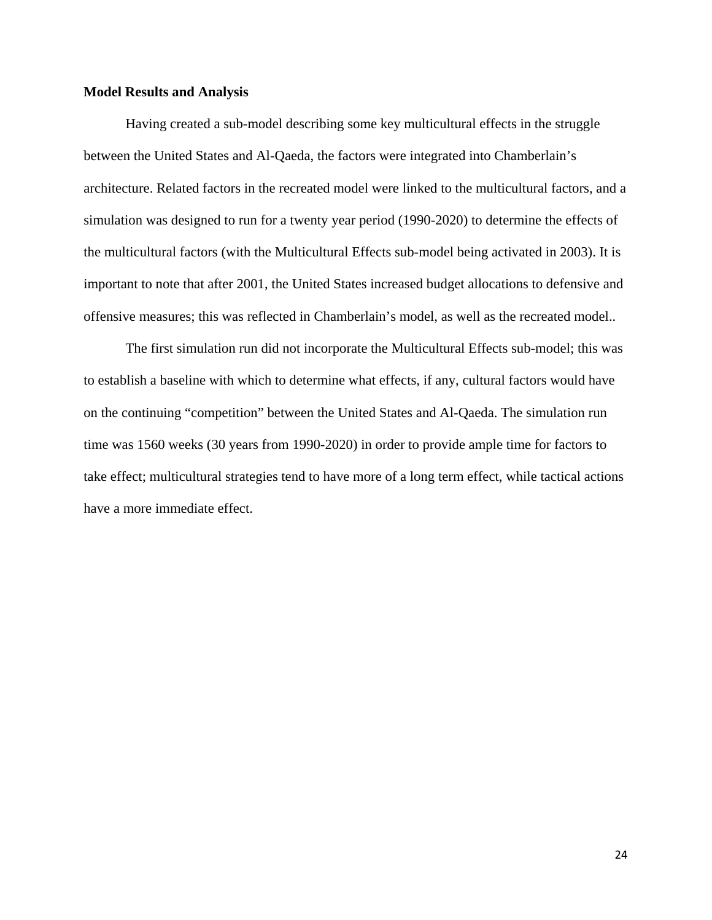**Model Results and Analysis**

Having created a sub-model describing some key multicultural effects in the struggle between the United States and Al-Qaeda, the factors were integrated into Chamberlain's architecture. Related factors in the recreated model were linked to the multicultural factors, and a simulation was designed to run for a twenty year period (1990-2020) to determine the effects of the multicultural factors (with the Multicultural Effects sub-model being activated in 2003). It is important to note that after 2001, the United States increased budget allocations to defensive and offensive measures; this was reflected in Chamberlain's model, as well as the recreated model..

The first simulation run did not incorporate the Multicultural Effects sub-model; this was to establish a baseline with which to determine what effects, if any, cultural factors would have on the continuing "competition" between the United States and Al-Qaeda. The simulation run time was 1560 weeks (30 years from 1990-2020) in order to provide ample time for factors to take effect; multicultural strategies tend to have more of a long term effect, while tactical actions have a more immediate effect.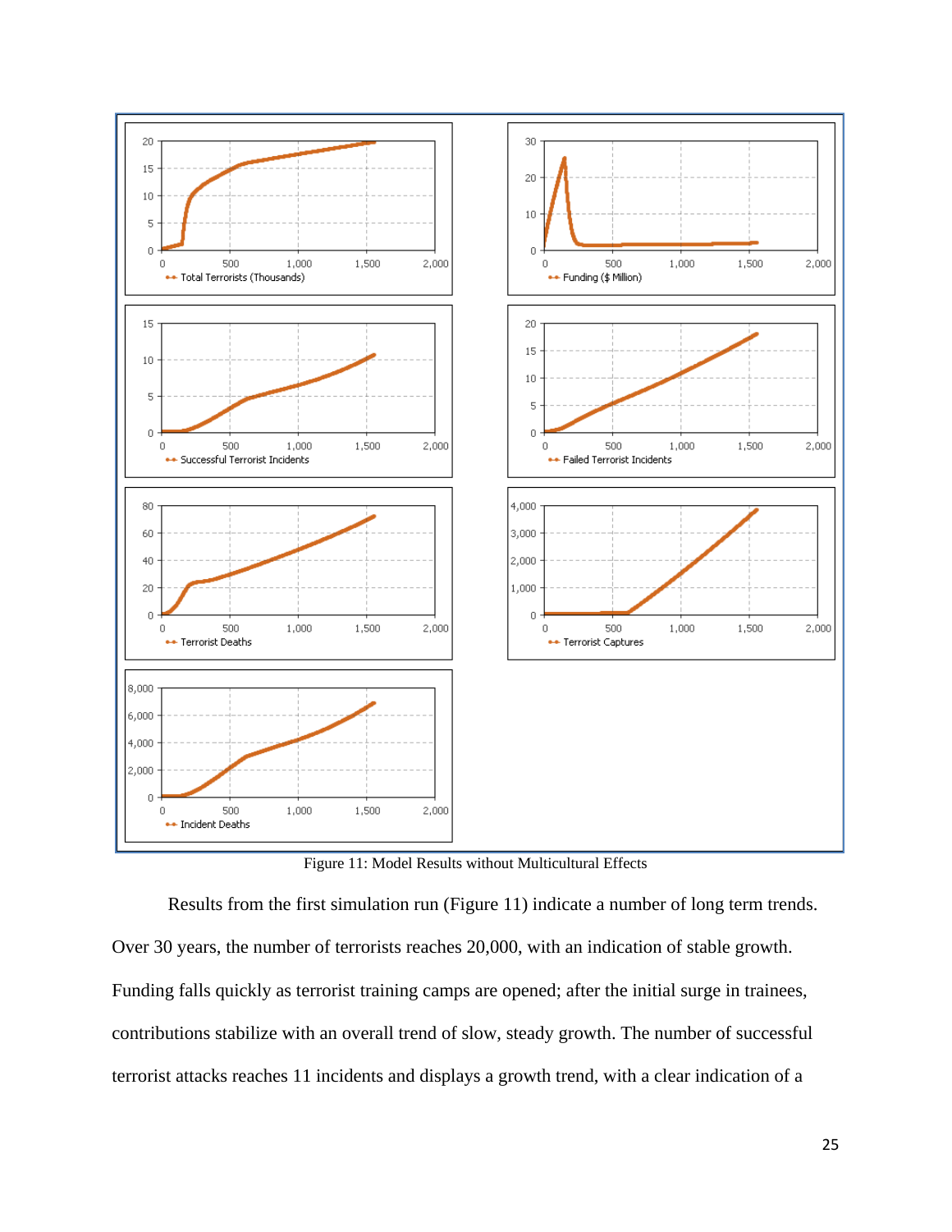Figure 11: Model Results without Multicultural Effects

Results from the first simulation run (Figure 11) indicate a number of long term trends. Over 30 years, the number of terrorists reaches 20,000, with an indication of stable growth. Funding falls quickly as terrorist training camps are opened; after the initial surge in trainees, contributions stabilize with an overall trend of slow, steady growth. The number of successful terrorist attacks reaches 11 incidents and displays a growth trend, with a clear indication of a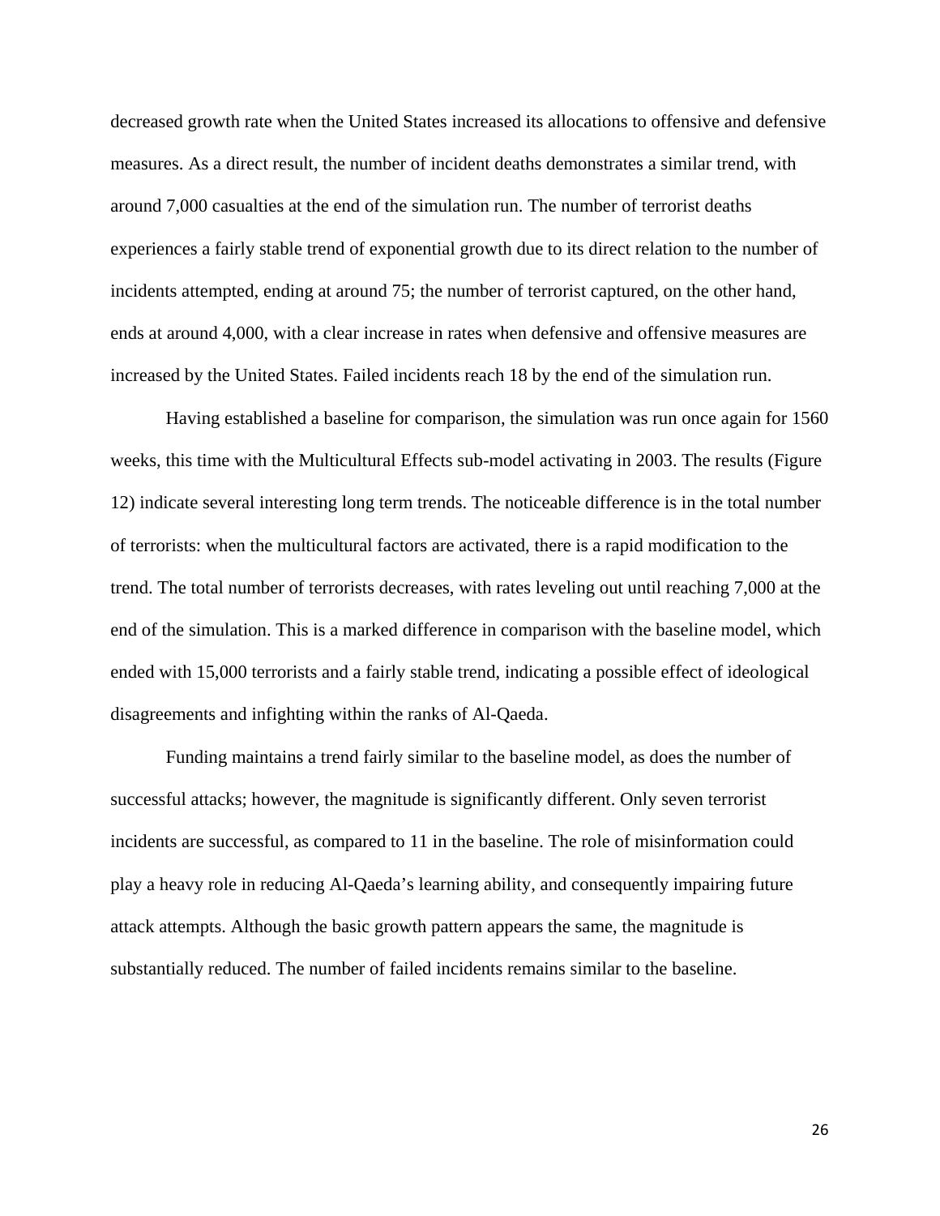decreased growth rate when the United States increased its allocations to offensive and defensive measures. As a direct result, the number of incident deaths demonstrates a similar trend, with around 7,000 casualties at the end of the simulation run. The number of terrorist deaths experiences a fairly stable trend of exponential growth due to its direct relation to the number of incidents attempted, ending at around 75; the number of terrorist captured, on the other hand, ends at around 4,000, with a clear increase in rates when defensive and offensive measures are increased by the United States. Failed incidents reach 18 by the end of the simulation run.

Having established a baseline for comparison, the simulation was run once again for 1560 weeks, this time with the Multicultural Effects sub-model activating in 2003. The results (Figure 12) indicate several interesting long term trends. The noticeable difference is in the total number of terrorists: when the multicultural factors are activated, there is a rapid modification to the trend. The total number of terrorists decreases, with rates leveling out until reaching 7,000 at the end of the simulation. This is a marked difference in comparison with the baseline model, which ended with 15,000 terrorists and a fairly stable trend, indicating a possible effect of ideological disagreements and infighting within the ranks of Al-Qaeda.

Funding maintains a trend fairly similar to the baseline model, as does the number of successful attacks; however, the magnitude is significantly different. Only seven terrorist incidents are successful, as compared to 11 in the baseline. The role of misinformation could play a heavy role in reducing Al-Qaeda's learning ability, and consequently impairing future attack attempts. Although the basic growth pattern appears the same, the magnitude is substantially reduced. The number of failed incidents remains similar to the baseline.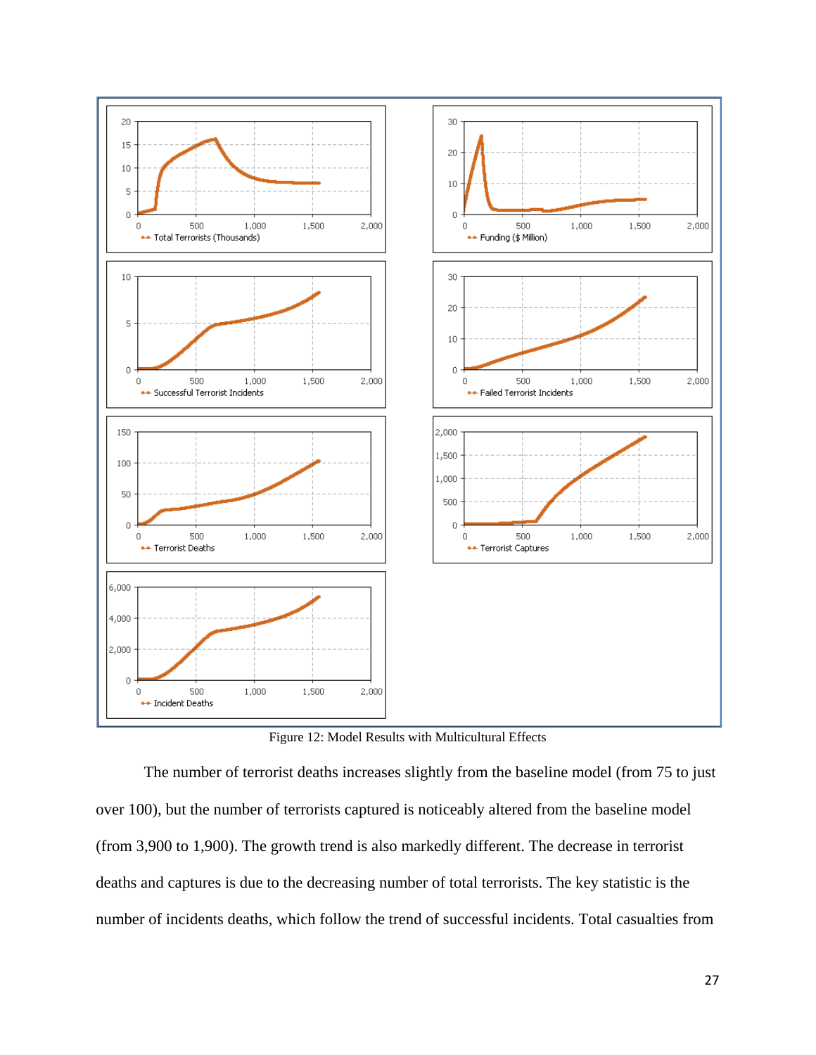Figure 12: Model Results with Multicultural Effects

The number of terrorist deaths increases slightly from the baseline model (from 75 to just over 100), but the number of terrorists captured is noticeably altered from the baseline model (from 3,900 to 1,900). The growth trend is also markedly different. The decrease in terrorist deaths and captures is due to the decreasing number of total terrorists. The key statistic is the number of incidents deaths, which follow the trend of successful incidents. Total casualties from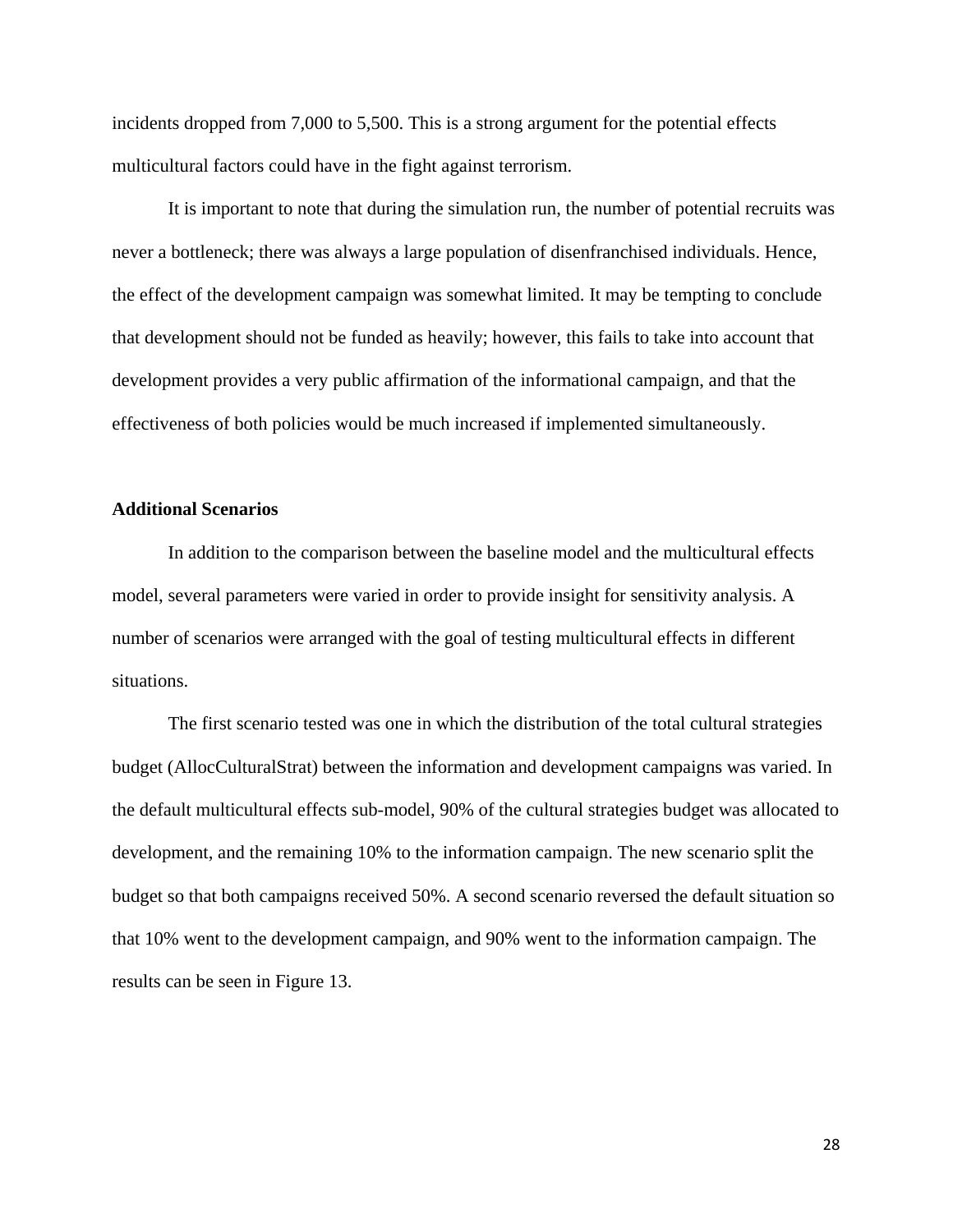incidents dropped from 7,000 to 5,500. This is a strong argument for the potential effects multicultural factors could have in the fight against terrorism.

It is important to note that during the simulation run, the number of potential recruits was never a bottleneck; there was always a large population of disenfranchised individuals. Hence, the effect of the development campaign was somewhat limited. It may be tempting to conclude that development should not be funded as heavily; however, this fails to take into account that development provides a very public affirmation of the informational campaign, and that the effectiveness of both policies would be much increased if implemented simultaneously.

**Additional Scenarios**

In addition to the comparison between the baseline model and the multicultural effects model, several parameters were varied in order to provide insight for sensitivity analysis. A number of scenarios were arranged with the goal of testing multicultural effects in different situations.

The first scenario tested was one in which the distribution of the total cultural strategies budget (AllocCulturalStrat) between the information and development campaigns was varied. In the default multicultural effects sub-model, 90% of the cultural strategies budget was allocated to development, and the remaining 10% to the information campaign. The new scenario split the budget so that both campaigns received 50%. A second scenario reversed the default situation so that 10% went to the development campaign, and 90% went to the information campaign. The results can be seen in Figure 13.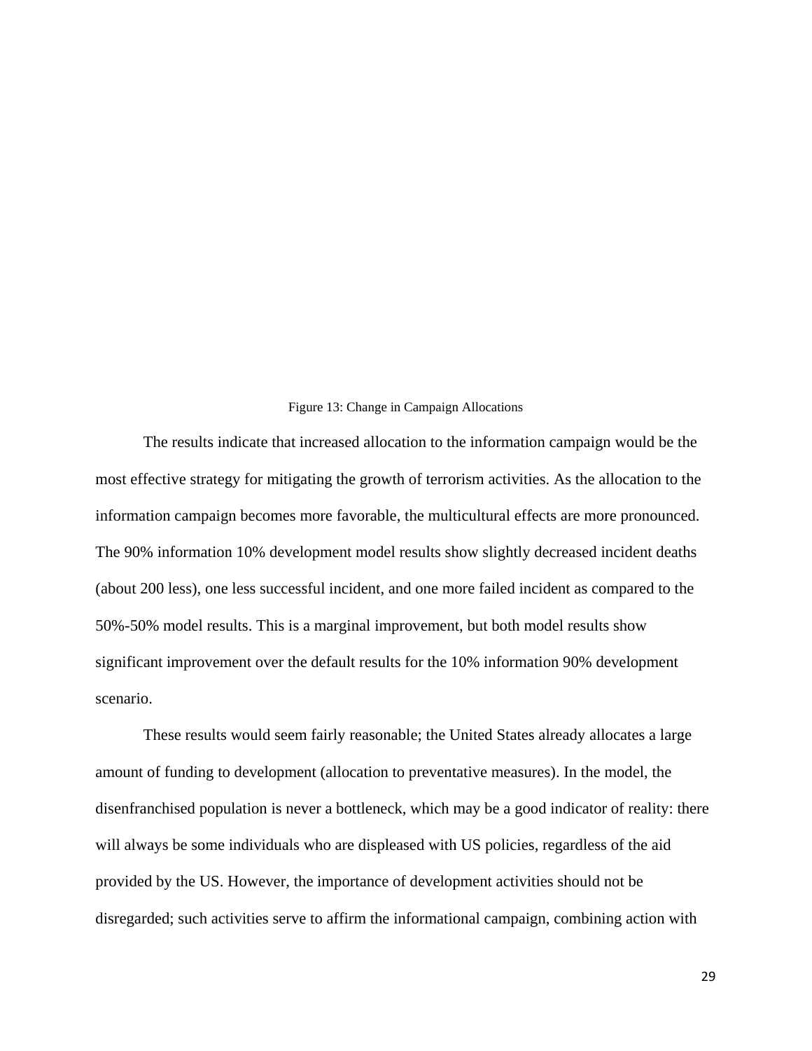Figure 13: Change in Campaign Allocations

The results indicate that increased allocation to the information campaign would be the most effective strategy for mitigating the growth of terrorism activities. As the allocation to the information campaign becomes more favorable, the multicultural effects are more pronounced. The 90% information 10% development model results show slightly decreased incident deaths (about 200 less), one less successful incident, and one more failed incident as compared to the 50%-50% model results. This is a marginal improvement, but both model results show significant improvement over the default results for the 10% information 90% development scenario.

These results would seem fairly reasonable; the United States already allocates a large amount of funding to development (allocation to preventative measures). In the model, the disenfranchised population is never a bottleneck, which may be a good indicator of reality: there will always be some individuals who are displeased with US policies, regardless of the aid provided by the US. However, the importance of development activities should not be disregarded; such activities serve to affirm the informational campaign, combining action with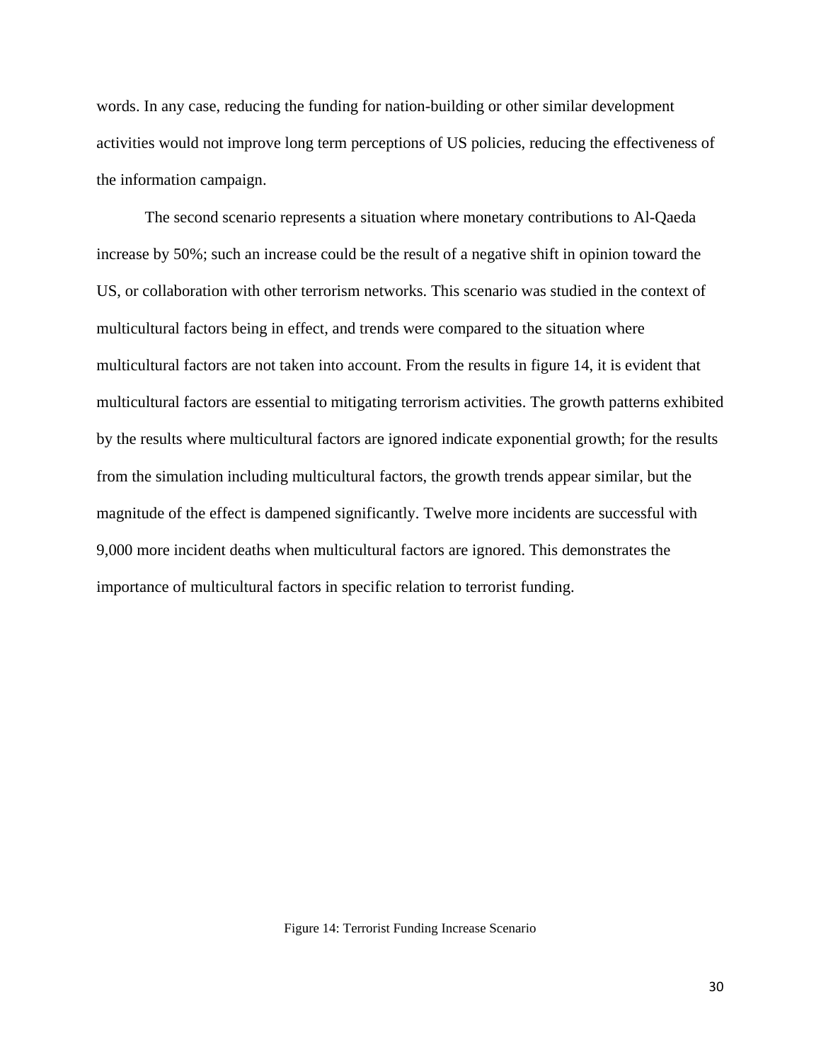words. In any case, reducing the funding for nation-building or other similar development activities would not improve long term perceptions of US policies, reducing the effectiveness of the information campaign.

The second scenario represents a situation where monetary contributions to Al-Qaeda increase by 50%; such an increase could be the result of a negative shift in opinion toward the US, or collaboration with other terrorism networks. This scenario was studied in the context of multicultural factors being in effect, and trends were compared to the situation where multicultural factors are not taken into account. From the results in figure 14, it is evident that multicultural factors are essential to mitigating terrorism activities. The growth patterns exhibited by the results where multicultural factors are ignored indicate exponential growth; for the results from the simulation including multicultural factors, the growth trends appear similar, but the magnitude of the effect is dampened significantly. Twelve more incidents are successful with 9,000 more incident deaths when multicultural factors are ignored. This demonstrates the importance of multicultural factors in specific relation to terrorist funding.

Figure 14: Terrorist Funding Increase Scenario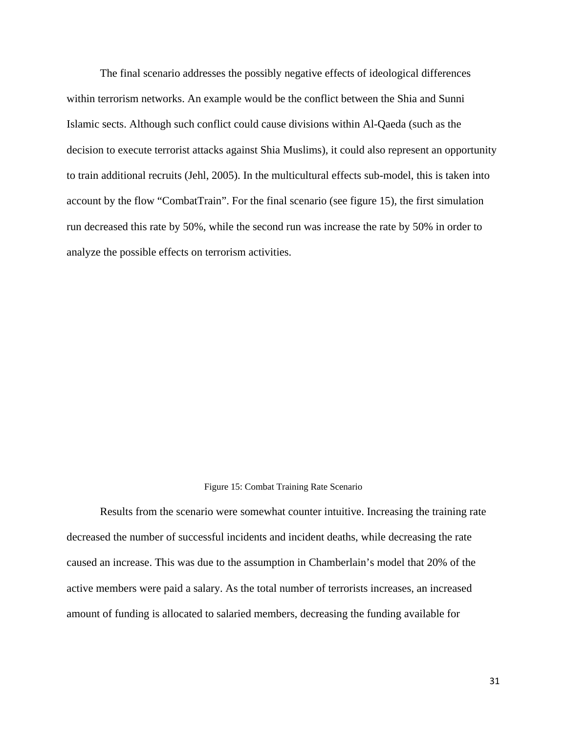The final scenario addresses the possibly negative effects of ideological differences within terrorism networks. An example would be the conflict between the Shia and Sunni Islamic sects. Although such conflict could cause divisions within Al-Qaeda (such as the decision to execute terrorist attacks against Shia Muslims), it could also represent an opportunity to train additional recruits (Jehl, 2005). In the multicultural effects sub-model, this is taken into account by the flow "CombatTrain". For the final scenario (see figure 15), the first simulation run decreased this rate by 50%, while the second run was increase the rate by 50% in order to analyze the possible effects on terrorism activities.

Figure 15: Combat Training Rate Scenario

Results from the scenario were somewhat counter intuitive. Increasing the training rate decreased the number of successful incidents and incident deaths, while decreasing the rate caused an increase. This was due to the assumption in Chamberlain's model that 20% of the active members were paid a salary. As the total number of terrorists increases, an increased amount of funding is allocated to salaried members, decreasing the funding available for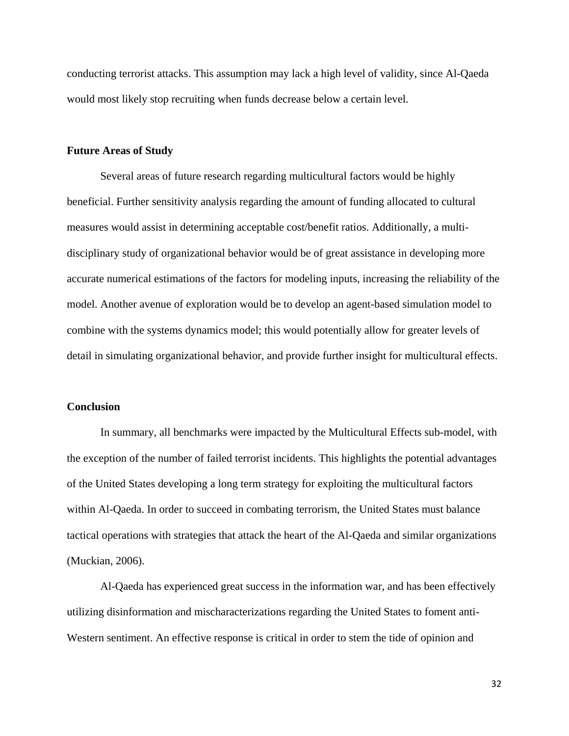conducting terrorist attacks. This assumption may lack a high level of validity, since Al-Qaeda would most likely stop recruiting when funds decrease below a certain level.

**Future Areas of Study**

Several areas of future research regarding multicultural factors would be highly beneficial. Further sensitivity analysis regarding the amount of funding allocated to cultural measures would assist in determining acceptable cost/benefit ratios. Additionally, a multi-disciplinary study of organizational behavior would be of great assistance in developing more accurate numerical estimations of the factors for modeling inputs, increasing the reliability of the model. Another avenue of exploration would be to develop an agent-based simulation model to combine with the systems dynamics model; this would potentially allow for greater levels of detail in simulating organizational behavior, and provide further insight for multicultural effects.

**Conclusion**

In summary, all benchmarks were impacted by the Multicultural Effects sub-model, with the exception of the number of failed terrorist incidents. This highlights the potential advantages of the United States developing a long term strategy for exploiting the multicultural factors within Al-Qaeda. In order to succeed in combating terrorism, the United States must balance tactical operations with strategies that attack the heart of the Al-Qaeda and similar organizations (Muckian, 2006).

Al-Qaeda has experienced great success in the information war, and has been effectively utilizing disinformation and mischaracterizations regarding the United States to foment anti-Western sentiment. An effective response is critical in order to stem the tide of opinion and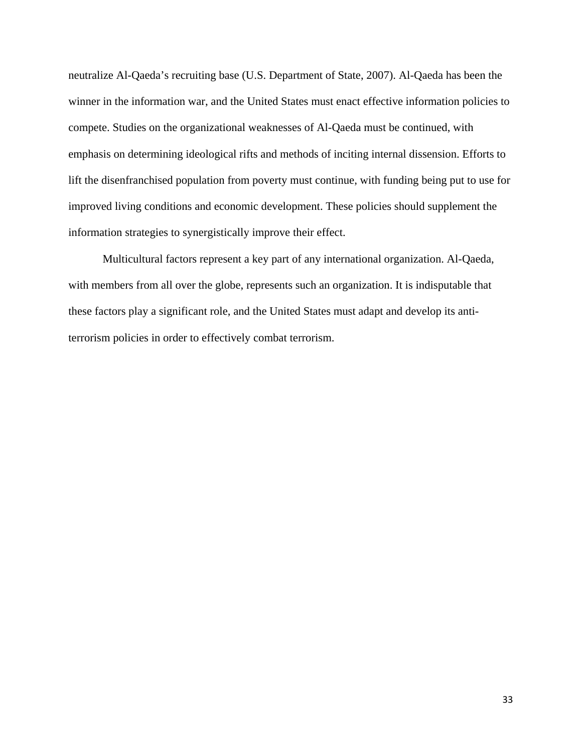neutralize Al-Qaeda's recruiting base (U.S. Department of State, 2007). Al-Qaeda has been the winner in the information war, and the United States must enact effective information policies to compete. Studies on the organizational weaknesses of Al-Qaeda must be continued, with emphasis on determining ideological rifts and methods of inciting internal dissension. Efforts to lift the disenfranchised population from poverty must continue, with funding being put to use for improved living conditions and economic development. These policies should supplement the information strategies to synergistically improve their effect.

Multicultural factors represent a key part of any international organization. Al-Qaeda, with members from all over the globe, represents such an organization. It is indisputable that these factors play a significant role, and the United States must adapt and develop its anti-terrorism policies in order to effectively combat terrorism.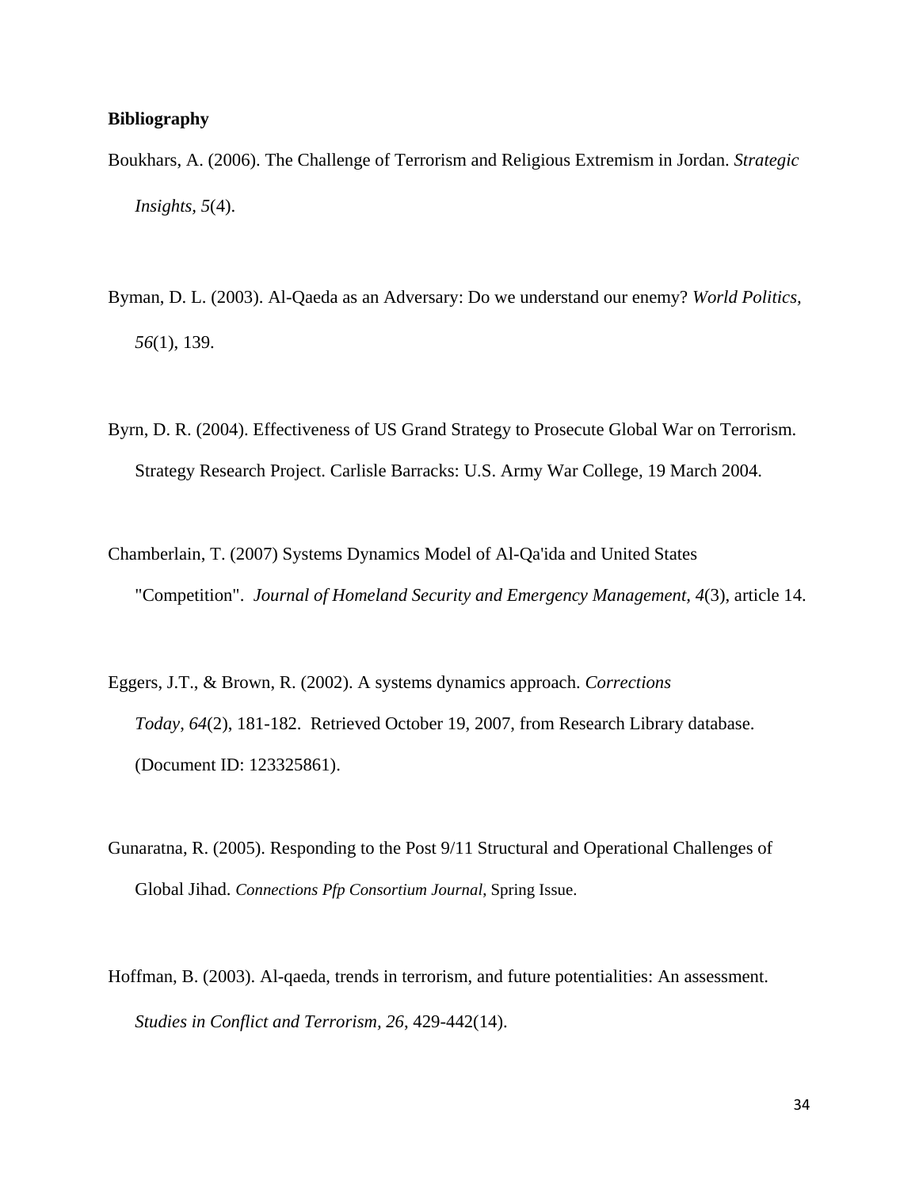**Bibliography**

Boukhars, A. (2006). The Challenge of Terrorism and Religious Extremism in Jordan. *Strategic Insights, 5*(4).

Byman, D. L. (2003). Al-Qaeda as an Adversary: Do we understand our enemy? *World Politics, 56*(1), 139.

Byrn, D. R. (2004). Effectiveness of US Grand Strategy to Prosecute Global War on Terrorism. Strategy Research Project. Carlisle Barracks: U.S. Army War College, 19 March 2004.

Chamberlain, T. (2007) Systems Dynamics Model of Al-Qa'ida and United States "Competition". *Journal of Homeland Security and Emergency Management*, *4*(3), article 14.

Eggers, J.T., & Brown, R. (2002). A systems dynamics approach. *Corrections Today*, *64*(2), 181-182. Retrieved October 19, 2007, from Research Library database. (Document ID: 123325861).

Gunaratna, R. (2005). Responding to the Post 9/11 Structural and Operational Challenges of Global Jihad. *Connections Pfp Consortium Journal*, Spring Issue.

Hoffman, B. (2003). Al-qaeda, trends in terrorism, and future potentialities: An assessment. *Studies in Conflict and Terrorism, 26*, 429-442(14).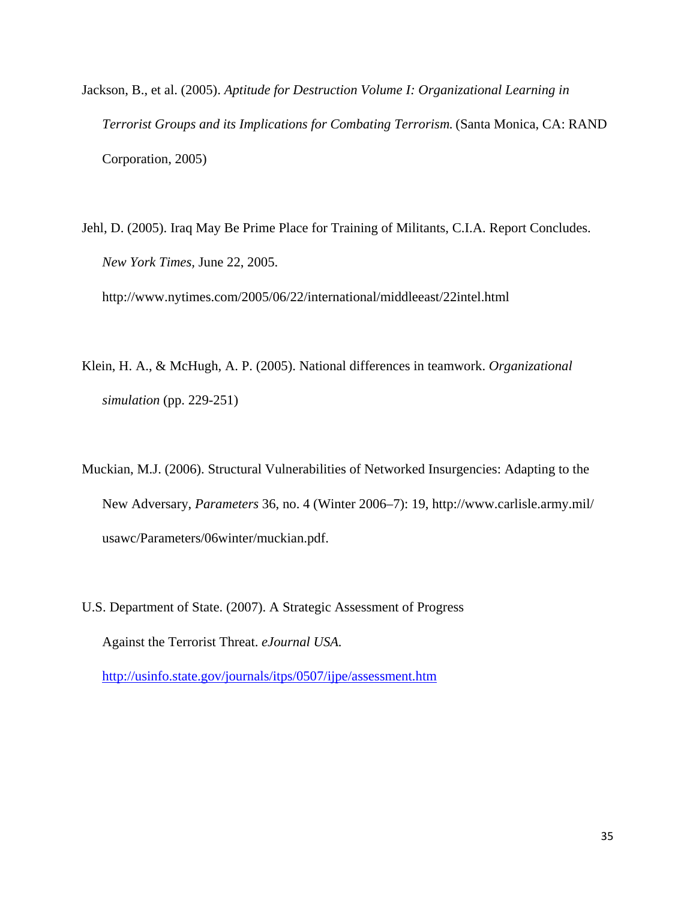Jackson, B., et al. (2005). *Aptitude for Destruction Volume I: Organizational Learning in Terrorist Groups and its Implications for Combating Terrorism.* (Santa Monica, CA: RAND Corporation, 2005)

Jehl, D. (2005). Iraq May Be Prime Place for Training of Militants, C.I.A. Report Concludes. *New York Times*, June 22, 2005. http://www.nytimes.com/2005/06/22/international/middleeast/22intel.html

Klein, H. A., & McHugh, A. P. (2005). National differences in teamwork. *Organizational simulation* (pp. 229-251)

Muckian, M.J. (2006). Structural Vulnerabilities of Networked Insurgencies: Adapting to the New Adversary, *Parameters* 36, no. 4 (Winter 2006–7): 19, http://www.carlisle.army.mil/usawc/Parameters/06winter/muckian.pdf.

U.S. Department of State. (2007). A Strategic Assessment of Progress Against the Terrorist Threat. *eJournal USA.* http://usinfo.state.gov/journals/itps/0507/ijpe/assessment.htm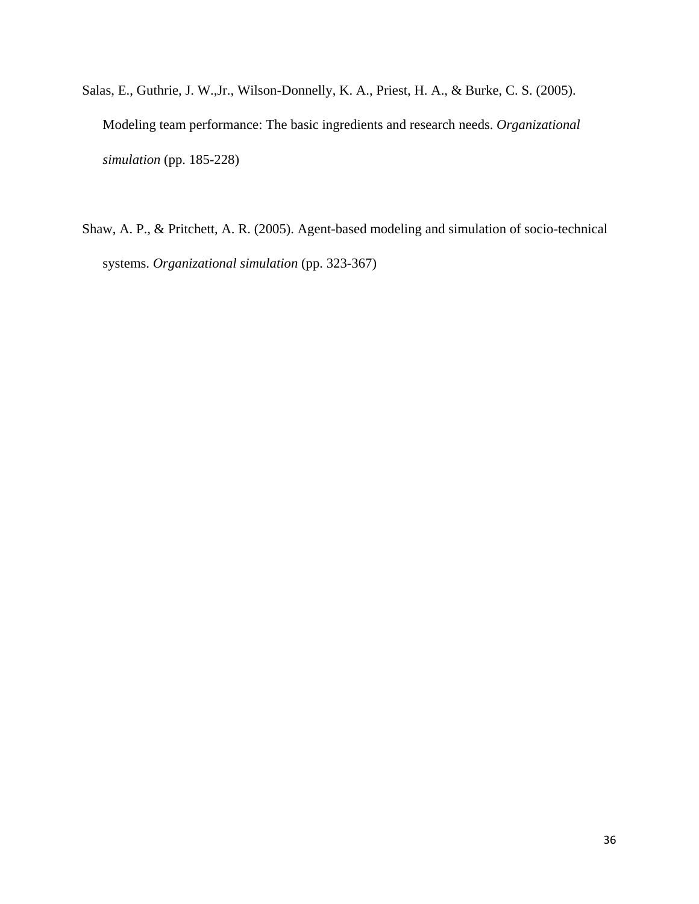Salas, E., Guthrie, J. W.,Jr., Wilson-Donnelly, K. A., Priest, H. A., & Burke, C. S. (2005). Modeling team performance: The basic ingredients and research needs. *Organizational simulation* (pp. 185-228)

Shaw, A. P., & Pritchett, A. R. (2005). Agent-based modeling and simulation of socio-technical systems. *Organizational simulation* (pp. 323-367)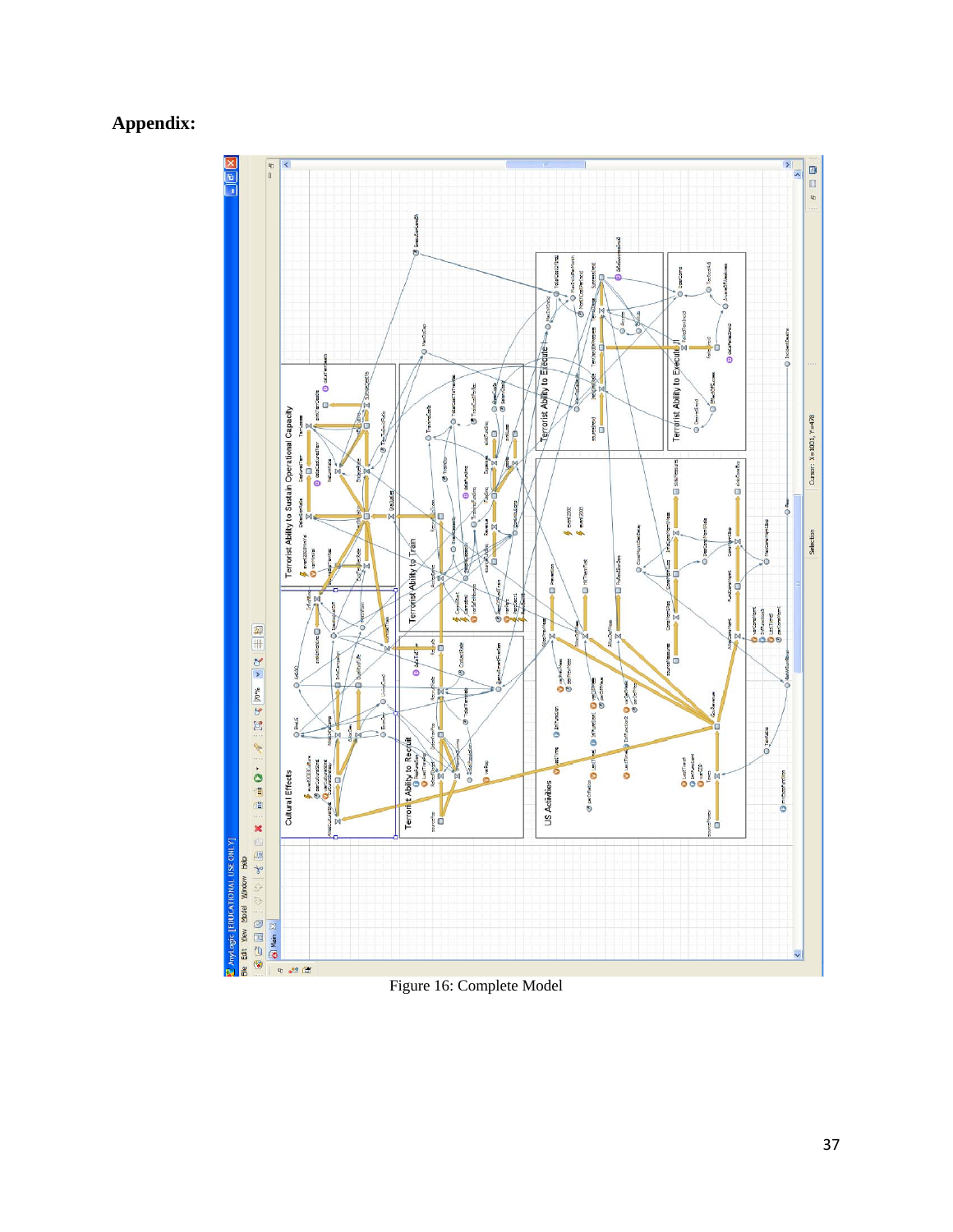**Appendix:**

Figure 16: Complete Model